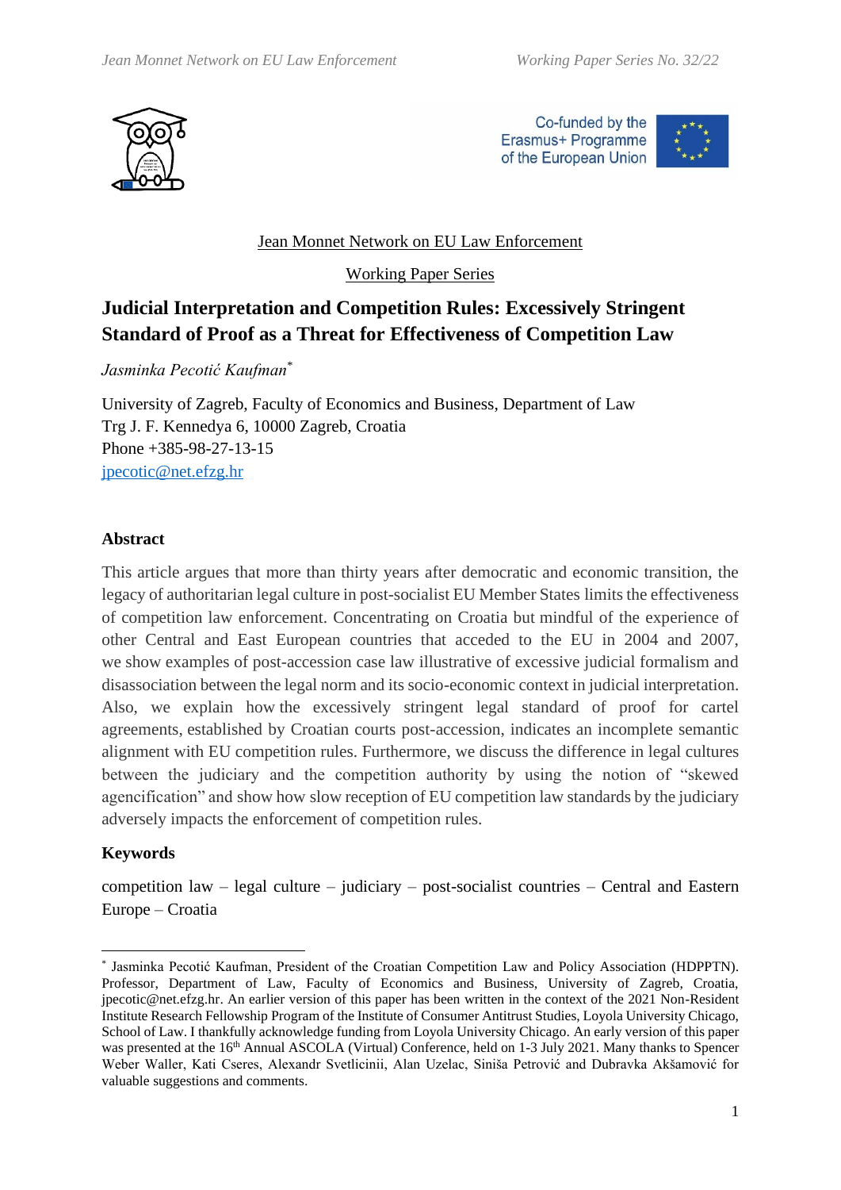Jean Monnet Network on EU Law Enforcement

Working Paper Series

# Judicial Interpretation and Competition Rules: Excessively Stringent Standard of Proof as a Threat for Effectiveness of Competition Law

*Jasminka Pecotić Kaufman*[*]

University of Zagreb, Faculty of Economics and Business, Department of Law
Trg J. F. Kennedya 6, 10000 Zagreb, Croatia
Phone +385-98-27-13-15
jpecotic@net.efzg.hr

## Abstract

This article argues that more than thirty years after democratic and economic transition, the legacy of authoritarian legal culture in post-socialist EU Member States limits the effectiveness of competition law enforcement. Concentrating on Croatia but mindful of the experience of other Central and East European countries that acceded to the EU in 2004 and 2007, we show examples of post-accession case law illustrative of excessive judicial formalism and disassociation between the legal norm and its socio-economic context in judicial interpretation. Also, we explain how the excessively stringent legal standard of proof for cartel agreements, established by Croatian courts post-accession, indicates an incomplete semantic alignment with EU competition rules. Furthermore, we discuss the difference in legal cultures between the judiciary and the competition authority by using the notion of "skewed agencification" and show how slow reception of EU competition law standards by the judiciary adversely impacts the enforcement of competition rules.

## Keywords

competition law – legal culture – judiciary – post-socialist countries – Central and Eastern Europe – Croatia

---

[*] Jasminka Pecotić Kaufman, President of the Croatian Competition Law and Policy Association (HDPPTN). Professor, Department of Law, Faculty of Economics and Business, University of Zagreb, Croatia, jpecotic@net.efzg.hr. An earlier version of this paper has been written in the context of the 2021 Non-Resident Institute Research Fellowship Program of the Institute of Consumer Antitrust Studies, Loyola University Chicago, School of Law. I thankfully acknowledge funding from Loyola University Chicago. An early version of this paper was presented at the 16th Annual ASCOLA (Virtual) Conference, held on 1-3 July 2021. Many thanks to Spencer Weber Waller, Kati Cseres, Alexandr Svetlicinii, Alan Uzelac, Siniša Petrović and Dubravka Akšamović for valuable suggestions and comments.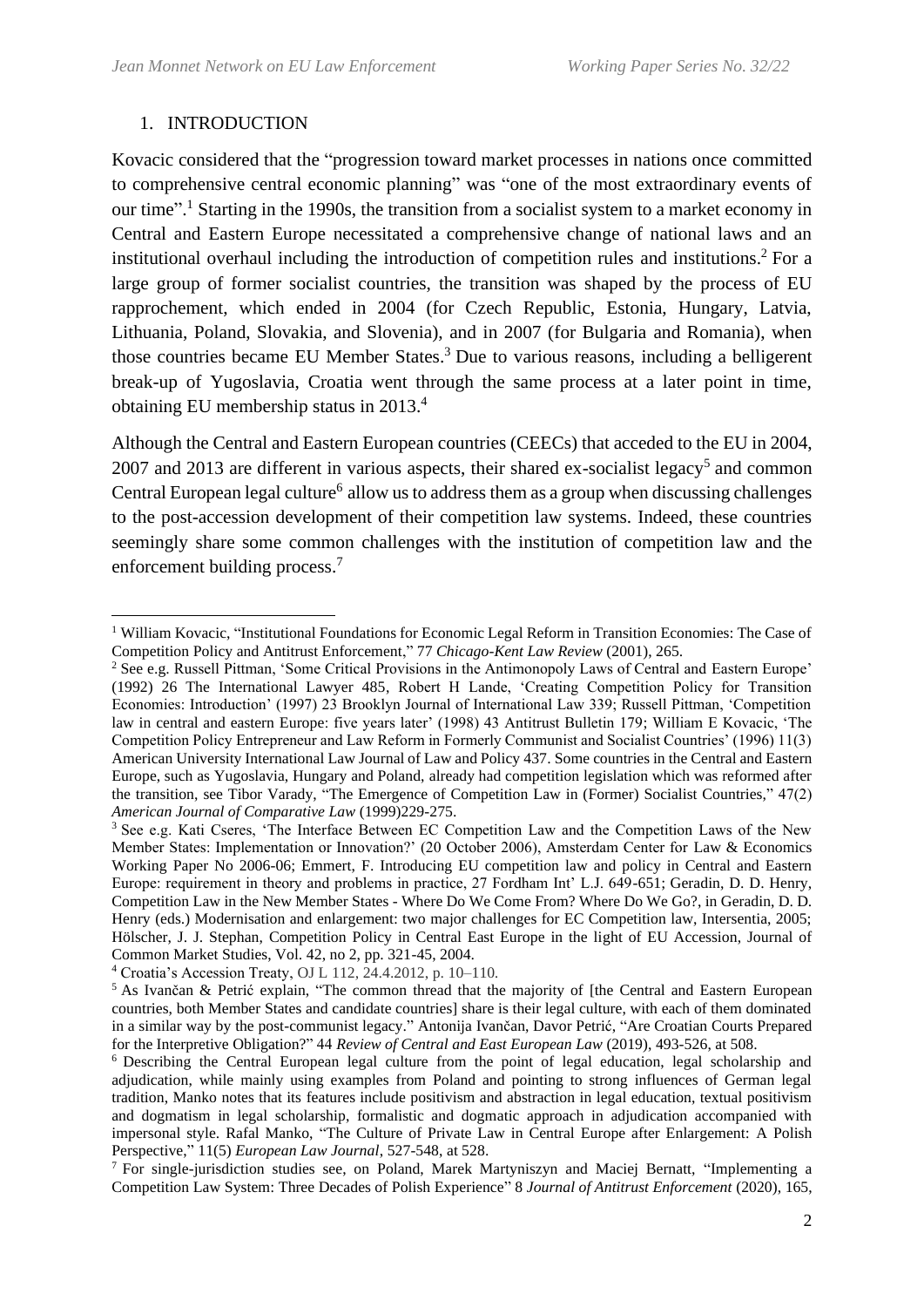## 1. INTRODUCTION

Kovacic considered that the "progression toward market processes in nations once committed to comprehensive central economic planning" was "one of the most extraordinary events of our time".[1] Starting in the 1990s, the transition from a socialist system to a market economy in Central and Eastern Europe necessitated a comprehensive change of national laws and an institutional overhaul including the introduction of competition rules and institutions.[2] For a large group of former socialist countries, the transition was shaped by the process of EU rapprochement, which ended in 2004 (for Czech Republic, Estonia, Hungary, Latvia, Lithuania, Poland, Slovakia, and Slovenia), and in 2007 (for Bulgaria and Romania), when those countries became EU Member States.[3] Due to various reasons, including a belligerent break-up of Yugoslavia, Croatia went through the same process at a later point in time, obtaining EU membership status in 2013.[4]

Although the Central and Eastern European countries (CEECs) that acceded to the EU in 2004, 2007 and 2013 are different in various aspects, their shared ex-socialist legacy[5] and common Central European legal culture[6] allow us to address them as a group when discussing challenges to the post-accession development of their competition law systems. Indeed, these countries seemingly share some common challenges with the institution of competition law and the enforcement building process.[7]

---

[1] William Kovacic, "Institutional Foundations for Economic Legal Reform in Transition Economies: The Case of Competition Policy and Antitrust Enforcement," 77 *Chicago-Kent Law Review* (2001), 265.

[2] See e.g. Russell Pittman, 'Some Critical Provisions in the Antimonopoly Laws of Central and Eastern Europe' (1992) 26 The International Lawyer 485, Robert H Lande, 'Creating Competition Policy for Transition Economies: Introduction' (1997) 23 Brooklyn Journal of International Law 339; Russell Pittman, 'Competition law in central and eastern Europe: five years later' (1998) 43 Antitrust Bulletin 179; William E Kovacic, 'The Competition Policy Entrepreneur and Law Reform in Formerly Communist and Socialist Countries' (1996) 11(3) American University International Law Journal of Law and Policy 437. Some countries in the Central and Eastern Europe, such as Yugoslavia, Hungary and Poland, already had competition legislation which was reformed after the transition, see Tibor Varady, "The Emergence of Competition Law in (Former) Socialist Countries," 47(2) *American Journal of Comparative Law* (1999)229-275.

[3] See e.g. Kati Cseres, 'The Interface Between EC Competition Law and the Competition Laws of the New Member States: Implementation or Innovation?' (20 October 2006), Amsterdam Center for Law & Economics Working Paper No 2006-06; Emmert, F. Introducing EU competition law and policy in Central and Eastern Europe: requirement in theory and problems in practice, 27 Fordham Int' L.J. 649-651; Geradin, D. D. Henry, Competition Law in the New Member States - Where Do We Come From? Where Do We Go?, in Geradin, D. D. Henry (eds.) Modernisation and enlargement: two major challenges for EC Competition law, Intersentia, 2005; Hölscher, J. J. Stephan, Competition Policy in Central East Europe in the light of EU Accession, Journal of Common Market Studies, Vol. 42, no 2, pp. 321-45, 2004.

[4] Croatia's Accession Treaty, OJ L 112, 24.4.2012, p. 10–110.

[5] As Ivančan & Petrić explain, "The common thread that the majority of [the Central and Eastern European countries, both Member States and candidate countries] share is their legal culture, with each of them dominated in a similar way by the post-communist legacy." Antonija Ivančan, Davor Petrić, "Are Croatian Courts Prepared for the Interpretive Obligation?" 44 *Review of Central and East European Law* (2019), 493-526, at 508.

[6] Describing the Central European legal culture from the point of legal education, legal scholarship and adjudication, while mainly using examples from Poland and pointing to strong influences of German legal tradition, Manko notes that its features include positivism and abstraction in legal education, textual positivism and dogmatism in legal scholarship, formalistic and dogmatic approach in adjudication accompanied with impersonal style. Rafal Manko, "The Culture of Private Law in Central Europe after Enlargement: A Polish Perspective," 11(5) *European Law Journal*, 527-548, at 528.

[7] For single-jurisdiction studies see, on Poland, Marek Martyniszyn and Maciej Bernatt, "Implementing a Competition Law System: Three Decades of Polish Experience" 8 *Journal of Antitrust Enforcement* (2020), 165,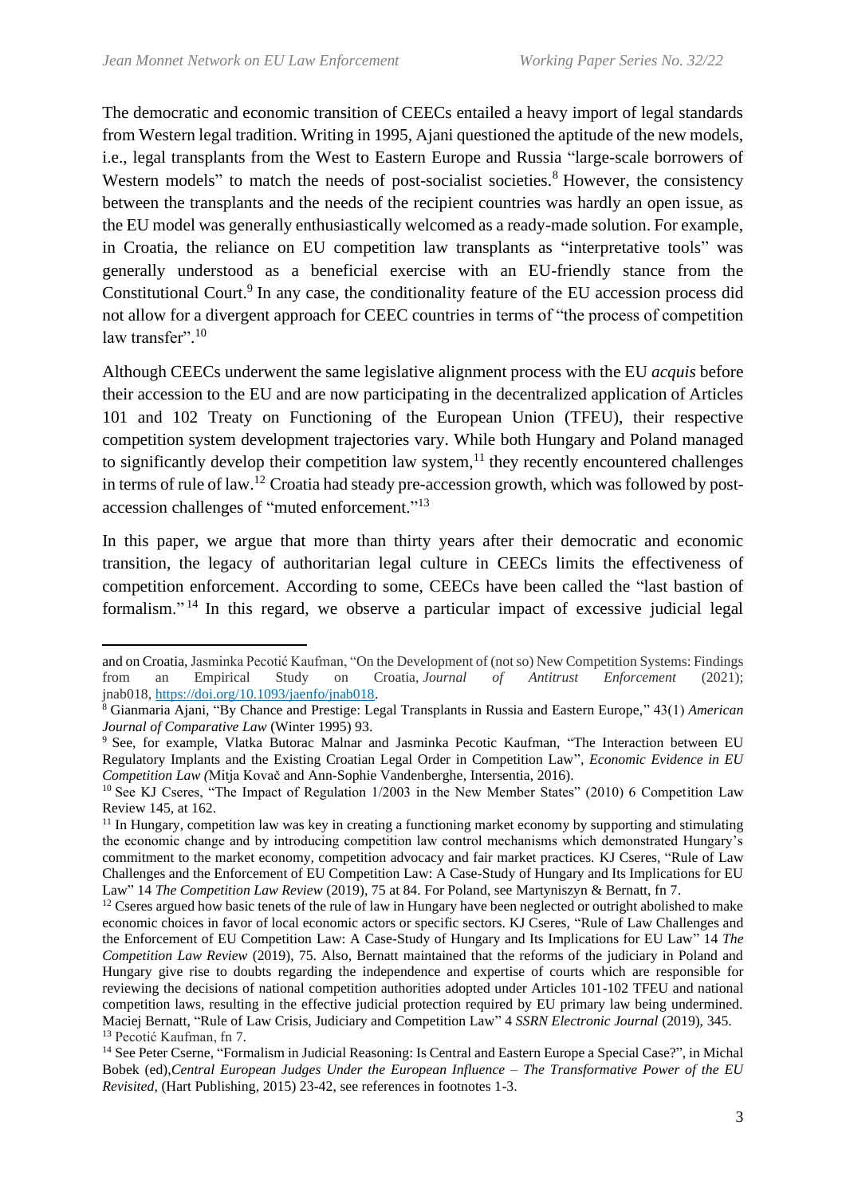The democratic and economic transition of CEECs entailed a heavy import of legal standards from Western legal tradition. Writing in 1995, Ajani questioned the aptitude of the new models, i.e., legal transplants from the West to Eastern Europe and Russia "large-scale borrowers of Western models" to match the needs of post-socialist societies.[8] However, the consistency between the transplants and the needs of the recipient countries was hardly an open issue, as the EU model was generally enthusiastically welcomed as a ready-made solution. For example, in Croatia, the reliance on EU competition law transplants as "interpretative tools" was generally understood as a beneficial exercise with an EU-friendly stance from the Constitutional Court.[9] In any case, the conditionality feature of the EU accession process did not allow for a divergent approach for CEEC countries in terms of "the process of competition law transfer".[10]

Although CEECs underwent the same legislative alignment process with the EU *acquis* before their accession to the EU and are now participating in the decentralized application of Articles 101 and 102 Treaty on Functioning of the European Union (TFEU), their respective competition system development trajectories vary. While both Hungary and Poland managed to significantly develop their competition law system,[11] they recently encountered challenges in terms of rule of law.[12] Croatia had steady pre-accession growth, which was followed by post-accession challenges of "muted enforcement."[13]

In this paper, we argue that more than thirty years after their democratic and economic transition, the legacy of authoritarian legal culture in CEECs limits the effectiveness of competition enforcement. According to some, CEECs have been called the "last bastion of formalism."[14] In this regard, we observe a particular impact of excessive judicial legal

---

and on Croatia, Jasminka Pecotić Kaufman, "On the Development of (not so) New Competition Systems: Findings from an Empirical Study on Croatia, *Journal of Antitrust Enforcement* (2021); jnab018, https://doi.org/10.1093/jaenfo/jnab018.

[8] Gianmaria Ajani, "By Chance and Prestige: Legal Transplants in Russia and Eastern Europe," 43(1) *American Journal of Comparative Law* (Winter 1995) 93.

[9] See, for example, Vlatka Butorac Malnar and Jasminka Pecotic Kaufman, "The Interaction between EU Regulatory Implants and the Existing Croatian Legal Order in Competition Law", *Economic Evidence in EU Competition Law (*Mitja Kovač and Ann-Sophie Vandenberghe, Intersentia, 2016).

[10] See KJ Cseres, "The Impact of Regulation 1/2003 in the New Member States" (2010) 6 Competition Law Review 145, at 162.

[11] In Hungary, competition law was key in creating a functioning market economy by supporting and stimulating the economic change and by introducing competition law control mechanisms which demonstrated Hungary's commitment to the market economy, competition advocacy and fair market practices. KJ Cseres, "Rule of Law Challenges and the Enforcement of EU Competition Law: A Case-Study of Hungary and Its Implications for EU Law" 14 *The Competition Law Review* (2019), 75 at 84. For Poland, see Martyniszyn & Bernatt, fn 7.

[12] Cseres argued how basic tenets of the rule of law in Hungary have been neglected or outright abolished to make economic choices in favor of local economic actors or specific sectors. KJ Cseres, "Rule of Law Challenges and the Enforcement of EU Competition Law: A Case-Study of Hungary and Its Implications for EU Law" 14 *The Competition Law Review* (2019), 75. Also, Bernatt maintained that the reforms of the judiciary in Poland and Hungary give rise to doubts regarding the independence and expertise of courts which are responsible for reviewing the decisions of national competition authorities adopted under Articles 101-102 TFEU and national competition laws, resulting in the effective judicial protection required by EU primary law being undermined. Maciej Bernatt, "Rule of Law Crisis, Judiciary and Competition Law" 4 *SSRN Electronic Journal* (2019), 345.

[13] Pecotić Kaufman, fn 7.

[14] See Peter Cserne, "Formalism in Judicial Reasoning: Is Central and Eastern Europe a Special Case?", in Michal Bobek (ed),*Central European Judges Under the European Influence – The Transformative Power of the EU Revisited,* (Hart Publishing, 2015) 23-42, see references in footnotes 1-3.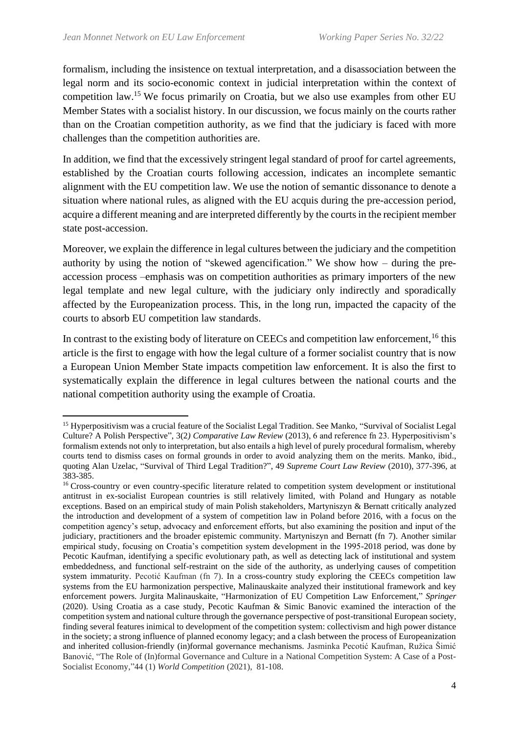formalism, including the insistence on textual interpretation, and a disassociation between the legal norm and its socio-economic context in judicial interpretation within the context of competition law.[15] We focus primarily on Croatia, but we also use examples from other EU Member States with a socialist history. In our discussion, we focus mainly on the courts rather than on the Croatian competition authority, as we find that the judiciary is faced with more challenges than the competition authorities are.

In addition, we find that the excessively stringent legal standard of proof for cartel agreements, established by the Croatian courts following accession, indicates an incomplete semantic alignment with the EU competition law. We use the notion of semantic dissonance to denote a situation where national rules, as aligned with the EU acquis during the pre-accession period, acquire a different meaning and are interpreted differently by the courts in the recipient member state post-accession.

Moreover, we explain the difference in legal cultures between the judiciary and the competition authority by using the notion of "skewed agencification." We show how – during the pre-accession process –emphasis was on competition authorities as primary importers of the new legal template and new legal culture, with the judiciary only indirectly and sporadically affected by the Europeanization process. This, in the long run, impacted the capacity of the courts to absorb EU competition law standards.

In contrast to the existing body of literature on CEECs and competition law enforcement,[16] this article is the first to engage with how the legal culture of a former socialist country that is now a European Union Member State impacts competition law enforcement. It is also the first to systematically explain the difference in legal cultures between the national courts and the national competition authority using the example of Croatia.

---

[15] Hyperpositivism was a crucial feature of the Socialist Legal Tradition. See Manko, "Survival of Socialist Legal Culture? A Polish Perspective", 3(2*) Comparative Law Review* (2013), 6 and reference fn 23. Hyperpositivism's formalism extends not only to interpretation, but also entails a high level of purely procedural formalism, whereby courts tend to dismiss cases on formal grounds in order to avoid analyzing them on the merits. Manko, ibid., quoting Alan Uzelac, "Survival of Third Legal Tradition?", 49 *Supreme Court Law Review* (2010), 377-396, at 383-385.

[16] Cross-country or even country-specific literature related to competition system development or institutional antitrust in ex-socialist European countries is still relatively limited, with Poland and Hungary as notable exceptions. Based on an empirical study of main Polish stakeholders, Martyniszyn & Bernatt critically analyzed the introduction and development of a system of competition law in Poland before 2016, with a focus on the competition agency's setup, advocacy and enforcement efforts, but also examining the position and input of the judiciary, practitioners and the broader epistemic community. Martyniszyn and Bernatt (fn 7). Another similar empirical study, focusing on Croatia's competition system development in the 1995-2018 period, was done by Pecotic Kaufman, identifying a specific evolutionary path, as well as detecting lack of institutional and system embeddedness, and functional self-restraint on the side of the authority, as underlying causes of competition system immaturity. Pecotić Kaufman (fn 7). In a cross-country study exploring the CEECs competition law systems from the EU harmonization perspective, Malinauskaite analyzed their institutional framework and key enforcement powers. Jurgita Malinauskaite, "Harmonization of EU Competition Law Enforcement," *Springer* (2020). Using Croatia as a case study, Pecotic Kaufman & Simic Banovic examined the interaction of the competition system and national culture through the governance perspective of post-transitional European society, finding several features inimical to development of the competition system: collectivism and high power distance in the society; a strong influence of planned economy legacy; and a clash between the process of Europeanization and inherited collusion-friendly (in)formal governance mechanisms. Jasminka Pecotić Kaufman, Ružica Šimić Banović, "The Role of (In)formal Governance and Culture in a National Competition System: A Case of a Post-Socialist Economy,"44 (1) *World Competition* (2021), 81-108.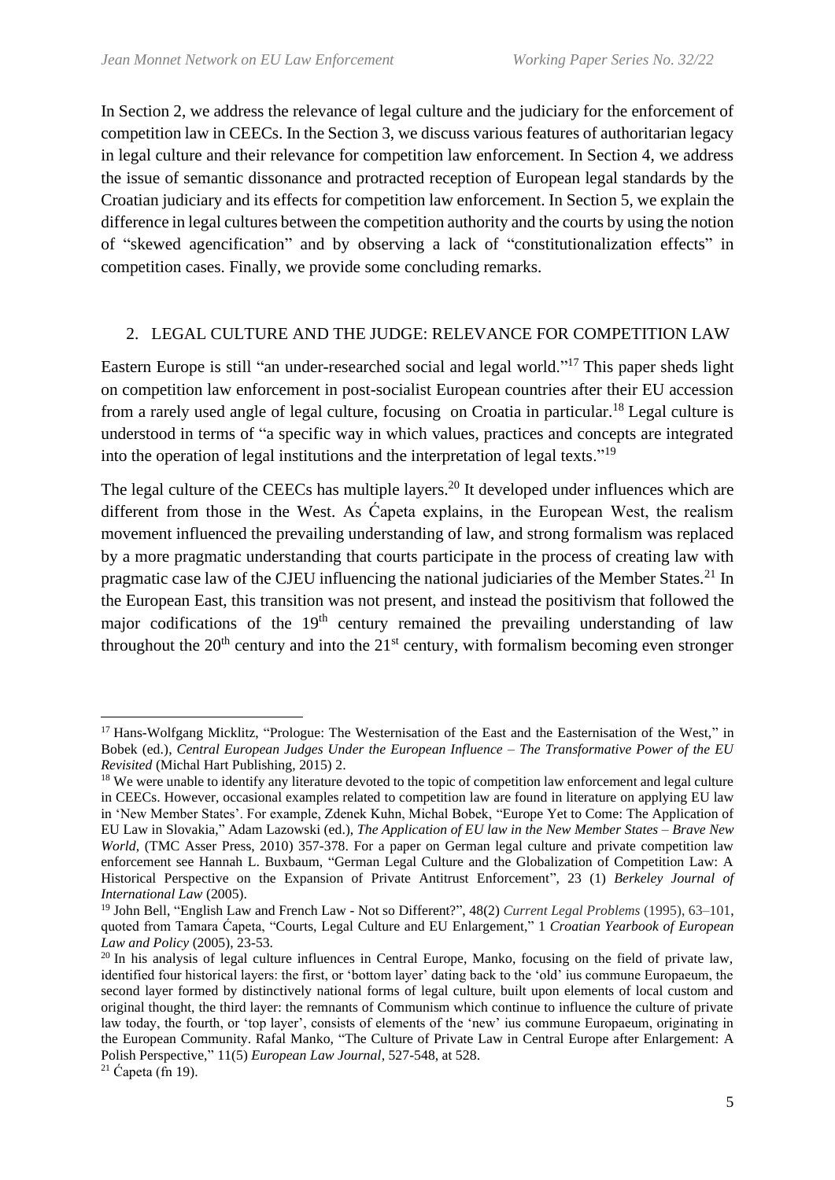In Section 2, we address the relevance of legal culture and the judiciary for the enforcement of competition law in CEECs. In the Section 3, we discuss various features of authoritarian legacy in legal culture and their relevance for competition law enforcement. In Section 4, we address the issue of semantic dissonance and protracted reception of European legal standards by the Croatian judiciary and its effects for competition law enforcement. In Section 5, we explain the difference in legal cultures between the competition authority and the courts by using the notion of "skewed agencification" and by observing a lack of "constitutionalization effects" in competition cases. Finally, we provide some concluding remarks.

## 2. LEGAL CULTURE AND THE JUDGE: RELEVANCE FOR COMPETITION LAW

Eastern Europe is still "an under-researched social and legal world."[17] This paper sheds light on competition law enforcement in post-socialist European countries after their EU accession from a rarely used angle of legal culture, focusing on Croatia in particular.[18] Legal culture is understood in terms of "a specific way in which values, practices and concepts are integrated into the operation of legal institutions and the interpretation of legal texts."[19]

The legal culture of the CEECs has multiple layers.[20] It developed under influences which are different from those in the West. As Ćapeta explains, in the European West, the realism movement influenced the prevailing understanding of law, and strong formalism was replaced by a more pragmatic understanding that courts participate in the process of creating law with pragmatic case law of the CJEU influencing the national judiciaries of the Member States.[21] In the European East, this transition was not present, and instead the positivism that followed the major codifications of the 19th century remained the prevailing understanding of law throughout the 20th century and into the 21st century, with formalism becoming even stronger

---

[17] Hans-Wolfgang Micklitz, "Prologue: The Westernisation of the East and the Easternisation of the West," in Bobek (ed.), *Central European Judges Under the European Influence – The Transformative Power of the EU Revisited* (Michal Hart Publishing, 2015) 2.

[18] We were unable to identify any literature devoted to the topic of competition law enforcement and legal culture in CEECs. However, occasional examples related to competition law are found in literature on applying EU law in 'New Member States'. For example, Zdenek Kuhn, Michal Bobek, "Europe Yet to Come: The Application of EU Law in Slovakia," Adam Lazowski (ed.), *The Application of EU law in the New Member States – Brave New World*, (TMC Asser Press, 2010) 357-378. For a paper on German legal culture and private competition law enforcement see Hannah L. Buxbaum, "German Legal Culture and the Globalization of Competition Law: A Historical Perspective on the Expansion of Private Antitrust Enforcement", 23 (1) *Berkeley Journal of International Law* (2005).

[19] John Bell, "English Law and French Law - Not so Different?", 48(2) *Current Legal Problems* (1995), 63–101, quoted from Tamara Ćapeta, "Courts, Legal Culture and EU Enlargement," 1 *Croatian Yearbook of European Law and Policy* (2005), 23-53.

[20] In his analysis of legal culture influences in Central Europe, Manko, focusing on the field of private law, identified four historical layers: the first, or 'bottom layer' dating back to the 'old' ius commune Europaeum, the second layer formed by distinctively national forms of legal culture, built upon elements of local custom and original thought, the third layer: the remnants of Communism which continue to influence the culture of private law today, the fourth, or 'top layer', consists of elements of the 'new' ius commune Europaeum, originating in the European Community. Rafal Manko, "The Culture of Private Law in Central Europe after Enlargement: A Polish Perspective," 11(5) *European Law Journal*, 527-548, at 528.

[21] Ćapeta (fn 19).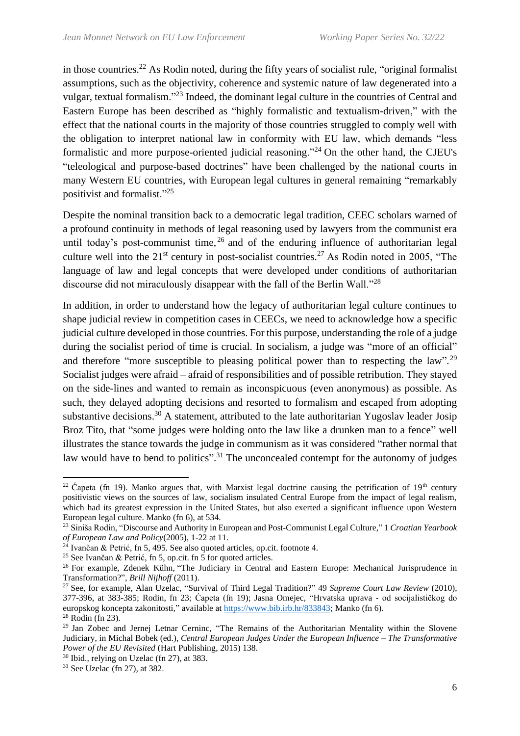in those countries.[22] As Rodin noted, during the fifty years of socialist rule, "original formalist assumptions, such as the objectivity, coherence and systemic nature of law degenerated into a vulgar, textual formalism."[23] Indeed, the dominant legal culture in the countries of Central and Eastern Europe has been described as "highly formalistic and textualism-driven," with the effect that the national courts in the majority of those countries struggled to comply well with the obligation to interpret national law in conformity with EU law, which demands "less formalistic and more purpose-oriented judicial reasoning."[24] On the other hand, the CJEU's "teleological and purpose-based doctrines" have been challenged by the national courts in many Western EU countries, with European legal cultures in general remaining "remarkably positivist and formalist."[25]

Despite the nominal transition back to a democratic legal tradition, CEEC scholars warned of a profound continuity in methods of legal reasoning used by lawyers from the communist era until today's post-communist time,[26] and of the enduring influence of authoritarian legal culture well into the 21st century in post-socialist countries.[27] As Rodin noted in 2005, "The language of law and legal concepts that were developed under conditions of authoritarian discourse did not miraculously disappear with the fall of the Berlin Wall."[28]

In addition, in order to understand how the legacy of authoritarian legal culture continues to shape judicial review in competition cases in CEECs, we need to acknowledge how a specific judicial culture developed in those countries. For this purpose, understanding the role of a judge during the socialist period of time is crucial. In socialism, a judge was "more of an official" and therefore "more susceptible to pleasing political power than to respecting the law".[29] Socialist judges were afraid – afraid of responsibilities and of possible retribution. They stayed on the side-lines and wanted to remain as inconspicuous (even anonymous) as possible. As such, they delayed adopting decisions and resorted to formalism and escaped from adopting substantive decisions.[30] A statement, attributed to the late authoritarian Yugoslav leader Josip Broz Tito, that "some judges were holding onto the law like a drunken man to a fence" well illustrates the stance towards the judge in communism as it was considered "rather normal that law would have to bend to politics".[31] The unconcealed contempt for the autonomy of judges

---

[22] Ćapeta (fn 19). Manko argues that, with Marxist legal doctrine causing the petrification of 19th century positivistic views on the sources of law, socialism insulated Central Europe from the impact of legal realism, which had its greatest expression in the United States, but also exerted a significant influence upon Western European legal culture. Manko (fn 6), at 534.

[23] Siniša Rodin, "Discourse and Authority in European and Post-Communist Legal Culture," 1 *Croatian Yearbook of European Law and Policy*(2005), 1-22 at 11.

[24] Ivančan & Petrić, fn 5, 495. See also quoted articles, op.cit. footnote 4.

[25] See Ivančan & Petrić, fn 5, op.cit. fn 5 for quoted articles.

[26] For example, Zdenek Kühn, "The Judiciary in Central and Eastern Europe: Mechanical Jurisprudence in Transformation?", *Brill Nijhoff* (2011).

[27] See, for example, Alan Uzelac, "Survival of Third Legal Tradition?" 49 *Supreme Court Law Review* (2010), 377-396, at 383-385; Rodin, fn 23; Ćapeta (fn 19); Jasna Omejec, "Hrvatska uprava - od socijalističkog do europskog koncepta zakonitosti," available at https://www.bib.irb.hr/833843; Manko (fn 6).

[28] Rodin (fn 23).

[29] Jan Zobec and Jernej Letnar Cerninc, "The Remains of the Authoritarian Mentality within the Slovene Judiciary, in Michal Bobek (ed.), *Central European Judges Under the European Influence – The Transformative Power of the EU Revisited* (Hart Publishing, 2015) 138.

[30] Ibid., relying on Uzelac (fn 27), at 383.

[31] See Uzelac (fn 27), at 382.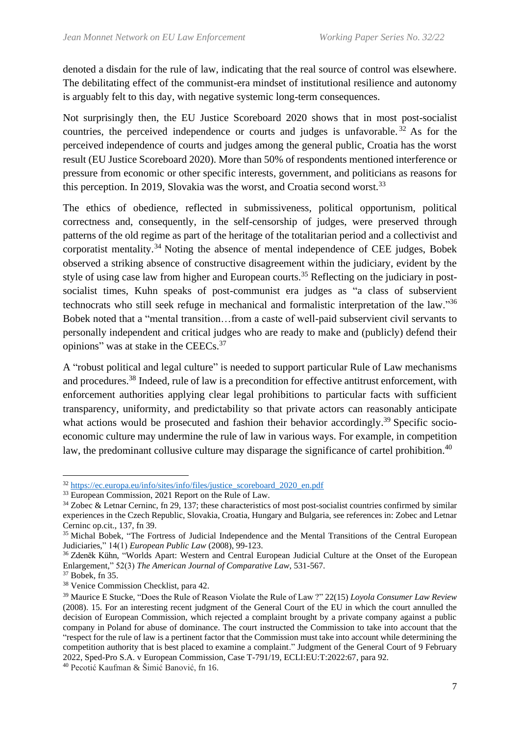denoted a disdain for the rule of law, indicating that the real source of control was elsewhere. The debilitating effect of the communist-era mindset of institutional resilience and autonomy is arguably felt to this day, with negative systemic long-term consequences.

Not surprisingly then, the EU Justice Scoreboard 2020 shows that in most post-socialist countries, the perceived independence or courts and judges is unfavorable.[32] As for the perceived independence of courts and judges among the general public, Croatia has the worst result (EU Justice Scoreboard 2020). More than 50% of respondents mentioned interference or pressure from economic or other specific interests, government, and politicians as reasons for this perception. In 2019, Slovakia was the worst, and Croatia second worst.[33]

The ethics of obedience, reflected in submissiveness, political opportunism, political correctness and, consequently, in the self-censorship of judges, were preserved through patterns of the old regime as part of the heritage of the totalitarian period and a collectivist and corporatist mentality.[34] Noting the absence of mental independence of CEE judges, Bobek observed a striking absence of constructive disagreement within the judiciary, evident by the style of using case law from higher and European courts.[35] Reflecting on the judiciary in post-socialist times, Kuhn speaks of post-communist era judges as "a class of subservient technocrats who still seek refuge in mechanical and formalistic interpretation of the law."[36] Bobek noted that a "mental transition…from a caste of well-paid subservient civil servants to personally independent and critical judges who are ready to make and (publicly) defend their opinions" was at stake in the CEECs.[37]

A "robust political and legal culture" is needed to support particular Rule of Law mechanisms and procedures.[38] Indeed, rule of law is a precondition for effective antitrust enforcement, with enforcement authorities applying clear legal prohibitions to particular facts with sufficient transparency, uniformity, and predictability so that private actors can reasonably anticipate what actions would be prosecuted and fashion their behavior accordingly.[39] Specific socio-economic culture may undermine the rule of law in various ways. For example, in competition law, the predominant collusive culture may disparage the significance of cartel prohibition.[40]

---

[32] https://ec.europa.eu/info/sites/info/files/justice_scoreboard_2020_en.pdf

[33] European Commission, 2021 Report on the Rule of Law.

[34] Zobec & Letnar Cerninc, fn 29, 137; these characteristics of most post-socialist countries confirmed by similar experiences in the Czech Republic, Slovakia, Croatia, Hungary and Bulgaria, see references in: Zobec and Letnar Cerninc op.cit., 137, fn 39.

[35] Michal Bobek, "The Fortress of Judicial Independence and the Mental Transitions of the Central European Judiciaries," 14(1) *European Public Law* (2008), 99-123.

[36] Zdeněk Kühn, "Worlds Apart: Western and Central European Judicial Culture at the Onset of the European Enlargement," 52(3) *The American Journal of Comparative Law*, 531-567.

[37] Bobek, fn 35.

[38] Venice Commission Checklist, para 42.

[39] Maurice E Stucke, "Does the Rule of Reason Violate the Rule of Law ?" 22(15) *Loyola Consumer Law Review* (2008). 15. For an interesting recent judgment of the General Court of the EU in which the court annulled the decision of European Commission, which rejected a complaint brought by a private company against a public company in Poland for abuse of dominance. The court instructed the Commission to take into account that the "respect for the rule of law is a pertinent factor that the Commission must take into account while determining the competition authority that is best placed to examine a complaint." Judgment of the General Court of 9 February 2022, Sped-Pro S.A. v European Commission, Case T-791/19, ECLI:EU:T:2022:67, para 92.

[40] Pecotić Kaufman & Šimić Banović, fn 16.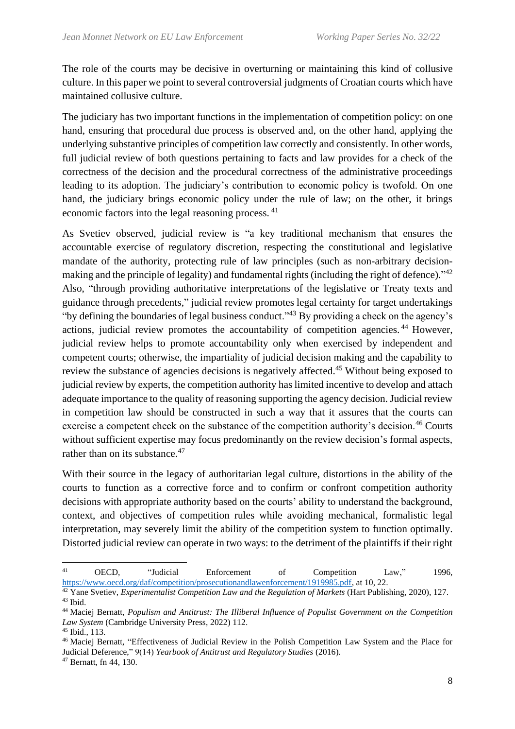The role of the courts may be decisive in overturning or maintaining this kind of collusive culture. In this paper we point to several controversial judgments of Croatian courts which have maintained collusive culture.

The judiciary has two important functions in the implementation of competition policy: on one hand, ensuring that procedural due process is observed and, on the other hand, applying the underlying substantive principles of competition law correctly and consistently. In other words, full judicial review of both questions pertaining to facts and law provides for a check of the correctness of the decision and the procedural correctness of the administrative proceedings leading to its adoption. The judiciary's contribution to economic policy is twofold. On one hand, the judiciary brings economic policy under the rule of law; on the other, it brings economic factors into the legal reasoning process. [41]

As Svetiev observed, judicial review is "a key traditional mechanism that ensures the accountable exercise of regulatory discretion, respecting the constitutional and legislative mandate of the authority, protecting rule of law principles (such as non-arbitrary decision-making and the principle of legality) and fundamental rights (including the right of defence)."[42] Also, "through providing authoritative interpretations of the legislative or Treaty texts and guidance through precedents," judicial review promotes legal certainty for target undertakings "by defining the boundaries of legal business conduct."[43] By providing a check on the agency's actions, judicial review promotes the accountability of competition agencies.[44] However, judicial review helps to promote accountability only when exercised by independent and competent courts; otherwise, the impartiality of judicial decision making and the capability to review the substance of agencies decisions is negatively affected.[45] Without being exposed to judicial review by experts, the competition authority has limited incentive to develop and attach adequate importance to the quality of reasoning supporting the agency decision. Judicial review in competition law should be constructed in such a way that it assures that the courts can exercise a competent check on the substance of the competition authority's decision.[46] Courts without sufficient expertise may focus predominantly on the review decision's formal aspects, rather than on its substance.[47]

With their source in the legacy of authoritarian legal culture, distortions in the ability of the courts to function as a corrective force and to confirm or confront competition authority decisions with appropriate authority based on the courts' ability to understand the background, context, and objectives of competition rules while avoiding mechanical, formalistic legal interpretation, may severely limit the ability of the competition system to function optimally. Distorted judicial review can operate in two ways: to the detriment of the plaintiffs if their right

---

[41] OECD, "Judicial Enforcement of Competition Law," 1996, https://www.oecd.org/daf/competition/prosecutionandlawenforcement/1919985.pdf, at 10, 22.

[42] Yane Svetiev, *Experimentalist Competition Law and the Regulation of Markets* (Hart Publishing, 2020), 127.

[43] Ibid.

[44] Maciej Bernatt, *Populism and Antitrust: The Illiberal Influence of Populist Government on the Competition Law System* (Cambridge University Press, 2022) 112.

[45] Ibid., 113.

[46] Maciej Bernatt, "Effectiveness of Judicial Review in the Polish Competition Law System and the Place for Judicial Deference," 9(14) *Yearbook of Antitrust and Regulatory Studies* (2016).

[47] Bernatt, fn 44, 130.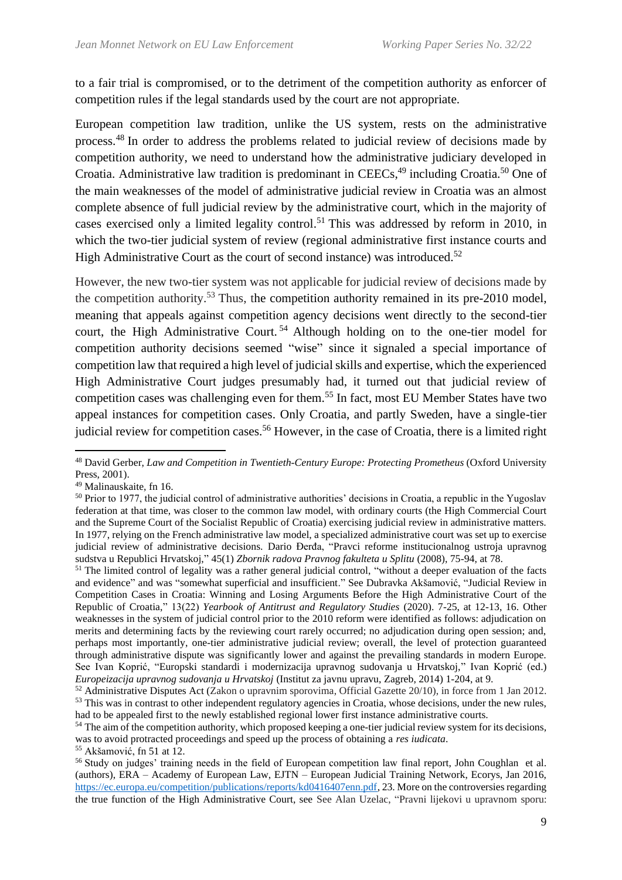to a fair trial is compromised, or to the detriment of the competition authority as enforcer of competition rules if the legal standards used by the court are not appropriate.

European competition law tradition, unlike the US system, rests on the administrative process.[48] In order to address the problems related to judicial review of decisions made by competition authority, we need to understand how the administrative judiciary developed in Croatia. Administrative law tradition is predominant in CEECs,[49] including Croatia.[50] One of the main weaknesses of the model of administrative judicial review in Croatia was an almost complete absence of full judicial review by the administrative court, which in the majority of cases exercised only a limited legality control.[51] This was addressed by reform in 2010, in which the two-tier judicial system of review (regional administrative first instance courts and High Administrative Court as the court of second instance) was introduced.[52]

However, the new two-tier system was not applicable for judicial review of decisions made by the competition authority.[53] Thus, the competition authority remained in its pre-2010 model, meaning that appeals against competition agency decisions went directly to the second-tier court, the High Administrative Court.[54] Although holding on to the one-tier model for competition authority decisions seemed "wise" since it signaled a special importance of competition law that required a high level of judicial skills and expertise, which the experienced High Administrative Court judges presumably had, it turned out that judicial review of competition cases was challenging even for them.[55] In fact, most EU Member States have two appeal instances for competition cases. Only Croatia, and partly Sweden, have a single-tier judicial review for competition cases.[56] However, in the case of Croatia, there is a limited right

---

[48] David Gerber, *Law and Competition in Twentieth-Century Europe: Protecting Prometheus* (Oxford University Press, 2001).

[49] Malinauskaite, fn 16.

[50] Prior to 1977, the judicial control of administrative authorities' decisions in Croatia, a republic in the Yugoslav federation at that time, was closer to the common law model, with ordinary courts (the High Commercial Court and the Supreme Court of the Socialist Republic of Croatia) exercising judicial review in administrative matters. In 1977, relying on the French administrative law model, a specialized administrative court was set up to exercise judicial review of administrative decisions. Dario Đerđa, "Pravci reforme institucionalnog ustroja upravnog sudstva u Republici Hrvatskoj," 45(1) *Zbornik radova Pravnog fakulteta u Splitu* (2008), 75-94, at 78.

[51] The limited control of legality was a rather general judicial control, "without a deeper evaluation of the facts and evidence" and was "somewhat superficial and insufficient." See Dubravka Akšamović, "Judicial Review in Competition Cases in Croatia: Winning and Losing Arguments Before the High Administrative Court of the Republic of Croatia," 13(22) *Yearbook of Antitrust and Regulatory Studies* (2020). 7-25, at 12-13, 16. Other weaknesses in the system of judicial control prior to the 2010 reform were identified as follows: adjudication on merits and determining facts by the reviewing court rarely occurred; no adjudication during open session; and, perhaps most importantly, one-tier administrative judicial review; overall, the level of protection guaranteed through administrative dispute was significantly lower and against the prevailing standards in modern Europe. See Ivan Koprić, "Europski standardi i modernizacija upravnog sudovanja u Hrvatskoj," Ivan Koprić (ed.) *Europeizacija upravnog sudovanja u Hrvatskoj* (Institut za javnu upravu, Zagreb, 2014) 1-204, at 9.

[52] Administrative Disputes Act (Zakon o upravnim sporovima, Official Gazette 20/10), in force from 1 Jan 2012.

[53] This was in contrast to other independent regulatory agencies in Croatia, whose decisions, under the new rules, had to be appealed first to the newly established regional lower first instance administrative courts.

[54] The aim of the competition authority, which proposed keeping a one-tier judicial review system for its decisions, was to avoid protracted proceedings and speed up the process of obtaining a *res iudicata*.

[55] Akšamović, fn 51 at 12.

[56] Study on judges' training needs in the field of European competition law final report, John Coughlan et al. (authors), ERA – Academy of European Law, EJTN – European Judicial Training Network, Ecorys, Jan 2016, https://ec.europa.eu/competition/publications/reports/kd0416407enn.pdf, 23. More on the controversies regarding the true function of the High Administrative Court, see See Alan Uzelac, "Pravni lijekovi u upravnom sporu: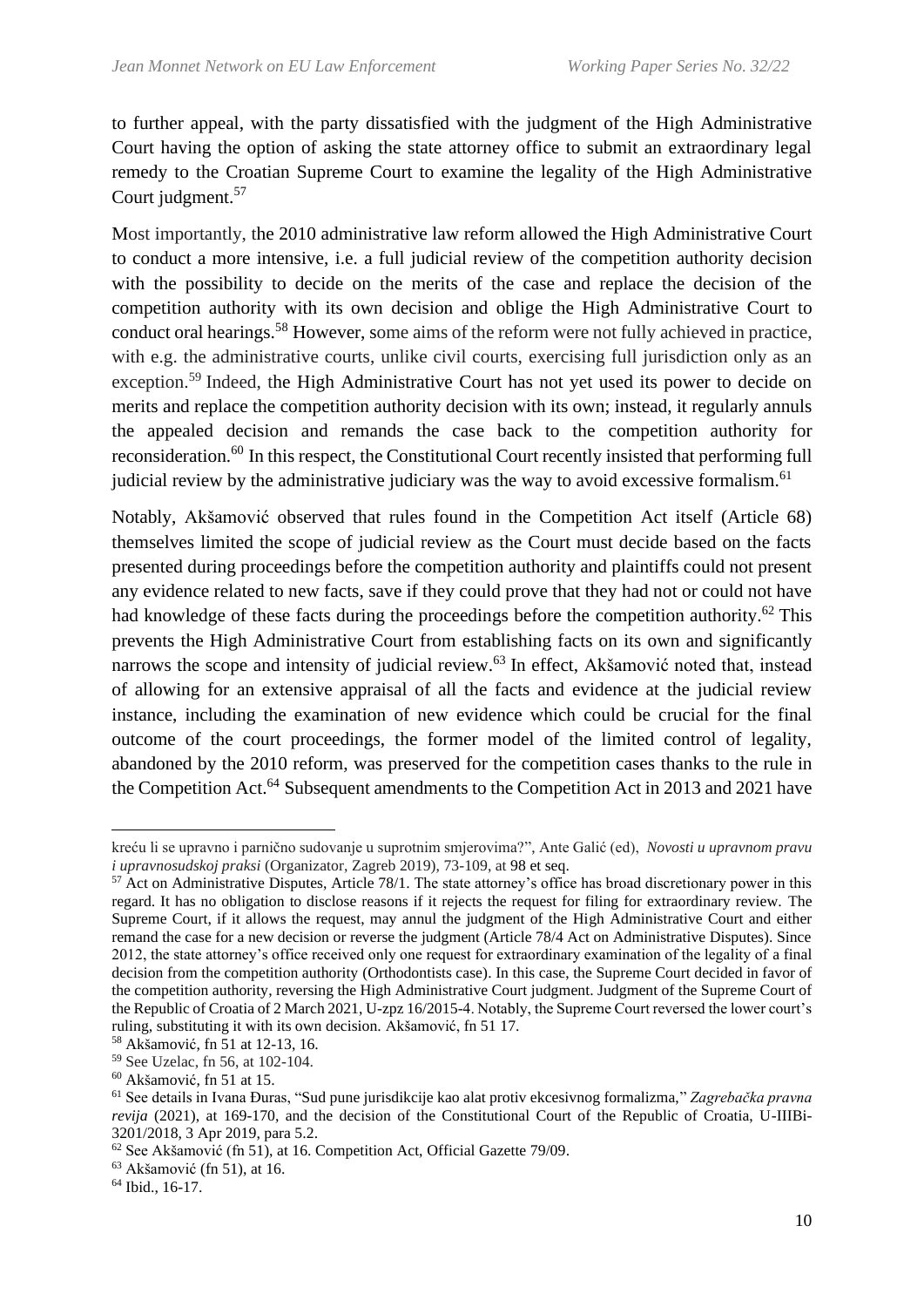to further appeal, with the party dissatisfied with the judgment of the High Administrative Court having the option of asking the state attorney office to submit an extraordinary legal remedy to the Croatian Supreme Court to examine the legality of the High Administrative Court judgment.[57]

Most importantly, the 2010 administrative law reform allowed the High Administrative Court to conduct a more intensive, i.e. a full judicial review of the competition authority decision with the possibility to decide on the merits of the case and replace the decision of the competition authority with its own decision and oblige the High Administrative Court to conduct oral hearings.[58] However, some aims of the reform were not fully achieved in practice, with e.g. the administrative courts, unlike civil courts, exercising full jurisdiction only as an exception.[59] Indeed, the High Administrative Court has not yet used its power to decide on merits and replace the competition authority decision with its own; instead, it regularly annuls the appealed decision and remands the case back to the competition authority for reconsideration.[60] In this respect, the Constitutional Court recently insisted that performing full judicial review by the administrative judiciary was the way to avoid excessive formalism.[61]

Notably, Akšamović observed that rules found in the Competition Act itself (Article 68) themselves limited the scope of judicial review as the Court must decide based on the facts presented during proceedings before the competition authority and plaintiffs could not present any evidence related to new facts, save if they could prove that they had not or could not have had knowledge of these facts during the proceedings before the competition authority.[62] This prevents the High Administrative Court from establishing facts on its own and significantly narrows the scope and intensity of judicial review.[63] In effect, Akšamović noted that, instead of allowing for an extensive appraisal of all the facts and evidence at the judicial review instance, including the examination of new evidence which could be crucial for the final outcome of the court proceedings, the former model of the limited control of legality, abandoned by the 2010 reform, was preserved for the competition cases thanks to the rule in the Competition Act.[64] Subsequent amendments to the Competition Act in 2013 and 2021 have

---

kreću li se upravno i parnično sudovanje u suprotnim smjerovima?", Ante Galić (ed), *Novosti u upravnom pravu i upravnosudskoj praksi* (Organizator, Zagreb 2019), 73-109, at 98 et seq.

[57] Act on Administrative Disputes, Article 78/1. The state attorney's office has broad discretionary power in this regard. It has no obligation to disclose reasons if it rejects the request for filing for extraordinary review. The Supreme Court, if it allows the request, may annul the judgment of the High Administrative Court and either remand the case for a new decision or reverse the judgment (Article 78/4 Act on Administrative Disputes). Since 2012, the state attorney's office received only one request for extraordinary examination of the legality of a final decision from the competition authority (Orthodontists case). In this case, the Supreme Court decided in favor of the competition authority, reversing the High Administrative Court judgment. Judgment of the Supreme Court of the Republic of Croatia of 2 March 2021, U-zpz 16/2015-4. Notably, the Supreme Court reversed the lower court's ruling, substituting it with its own decision. Akšamović, fn 51 17.

[58] Akšamović, fn 51 at 12-13, 16.

[59] See Uzelac, fn 56, at 102-104.

[60] Akšamović, fn 51 at 15.

[61] See details in Ivana Đuras, "Sud pune jurisdikcije kao alat protiv ekcesivnog formalizma," *Zagrebačka pravna revija* (2021), at 169-170, and the decision of the Constitutional Court of the Republic of Croatia, U-IIIBi-3201/2018, 3 Apr 2019, para 5.2.

[62] See Akšamović (fn 51), at 16. Competition Act, Official Gazette 79/09.

[63] Akšamović (fn 51), at 16.

[64] Ibid., 16-17.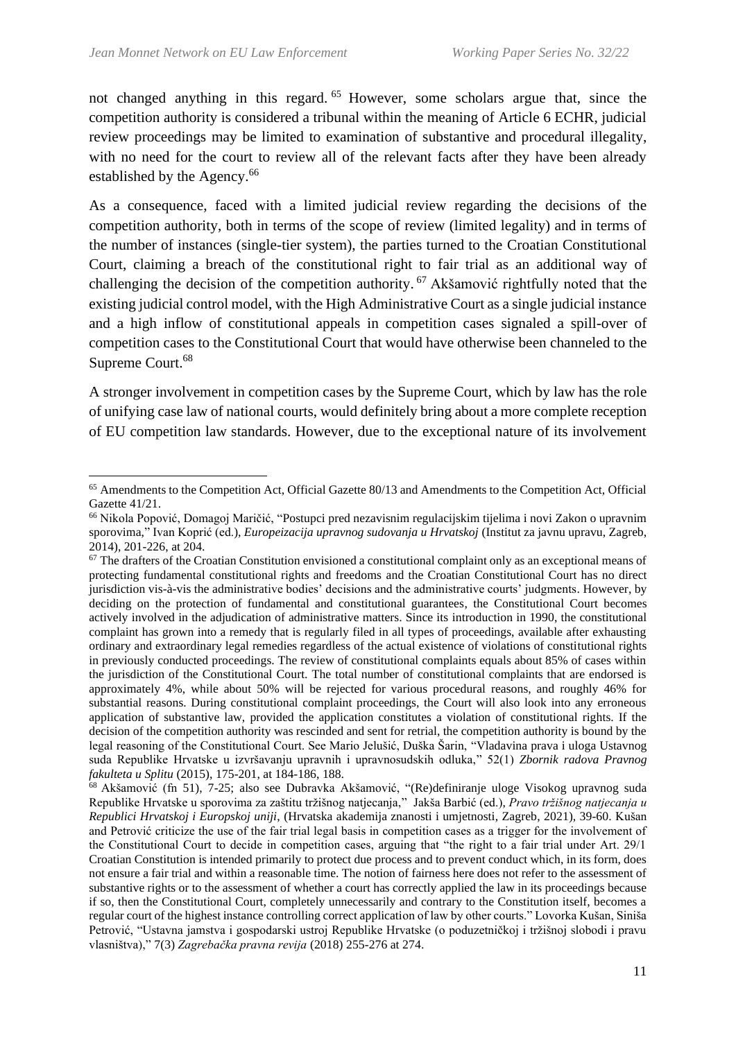not changed anything in this regard.[65] However, some scholars argue that, since the competition authority is considered a tribunal within the meaning of Article 6 ECHR, judicial review proceedings may be limited to examination of substantive and procedural illegality, with no need for the court to review all of the relevant facts after they have been already established by the Agency.[66]

As a consequence, faced with a limited judicial review regarding the decisions of the competition authority, both in terms of the scope of review (limited legality) and in terms of the number of instances (single-tier system), the parties turned to the Croatian Constitutional Court, claiming a breach of the constitutional right to fair trial as an additional way of challenging the decision of the competition authority.[67] Akšamović rightfully noted that the existing judicial control model, with the High Administrative Court as a single judicial instance and a high inflow of constitutional appeals in competition cases signaled a spill-over of competition cases to the Constitutional Court that would have otherwise been channeled to the Supreme Court.[68]

A stronger involvement in competition cases by the Supreme Court, which by law has the role of unifying case law of national courts, would definitely bring about a more complete reception of EU competition law standards. However, due to the exceptional nature of its involvement

---

[65] Amendments to the Competition Act, Official Gazette 80/13 and Amendments to the Competition Act, Official Gazette 41/21.

[66] Nikola Popović, Domagoj Maričić, "Postupci pred nezavisnim regulacijskim tijelima i novi Zakon o upravnim sporovima," Ivan Koprić (ed.), *Europeizacija upravnog sudovanja u Hrvatskoj* (Institut za javnu upravu, Zagreb, 2014), 201-226, at 204.

[67] The drafters of the Croatian Constitution envisioned a constitutional complaint only as an exceptional means of protecting fundamental constitutional rights and freedoms and the Croatian Constitutional Court has no direct jurisdiction vis-à-vis the administrative bodies' decisions and the administrative courts' judgments. However, by deciding on the protection of fundamental and constitutional guarantees, the Constitutional Court becomes actively involved in the adjudication of administrative matters. Since its introduction in 1990, the constitutional complaint has grown into a remedy that is regularly filed in all types of proceedings, available after exhausting ordinary and extraordinary legal remedies regardless of the actual existence of violations of constitutional rights in previously conducted proceedings. The review of constitutional complaints equals about 85% of cases within the jurisdiction of the Constitutional Court. The total number of constitutional complaints that are endorsed is approximately 4%, while about 50% will be rejected for various procedural reasons, and roughly 46% for substantial reasons. During constitutional complaint proceedings, the Court will also look into any erroneous application of substantive law, provided the application constitutes a violation of constitutional rights. If the decision of the competition authority was rescinded and sent for retrial, the competition authority is bound by the legal reasoning of the Constitutional Court. See Mario Jelušić, Duška Šarin, "Vladavina prava i uloga Ustavnog suda Republike Hrvatske u izvršavanju upravnih i upravnosudskih odluka," 52(1) *Zbornik radova Pravnog fakulteta u Splitu* (2015), 175-201, at 184-186, 188.

[68] Akšamović (fn 51), 7-25; also see Dubravka Akšamović, "(Re)definiranje uloge Visokog upravnog suda Republike Hrvatske u sporovima za zaštitu tržišnog natjecanja," Jakša Barbić (ed.), *Pravo tržišnog natjecanja u Republici Hrvatskoj i Europskoj uniji*, (Hrvatska akademija znanosti i umjetnosti, Zagreb, 2021), 39-60. Kušan and Petrović criticize the use of the fair trial legal basis in competition cases as a trigger for the involvement of the Constitutional Court to decide in competition cases, arguing that "the right to a fair trial under Art. 29/1 Croatian Constitution is intended primarily to protect due process and to prevent conduct which, in its form, does not ensure a fair trial and within a reasonable time. The notion of fairness here does not refer to the assessment of substantive rights or to the assessment of whether a court has correctly applied the law in its proceedings because if so, then the Constitutional Court, completely unnecessarily and contrary to the Constitution itself, becomes a regular court of the highest instance controlling correct application of law by other courts." Lovorka Kušan, Siniša Petrović, "Ustavna jamstva i gospodarski ustroj Republike Hrvatske (o poduzetničkoj i tržišnoj slobodi i pravu vlasništva)," 7(3) *Zagrebačka pravna revija* (2018) 255-276 at 274.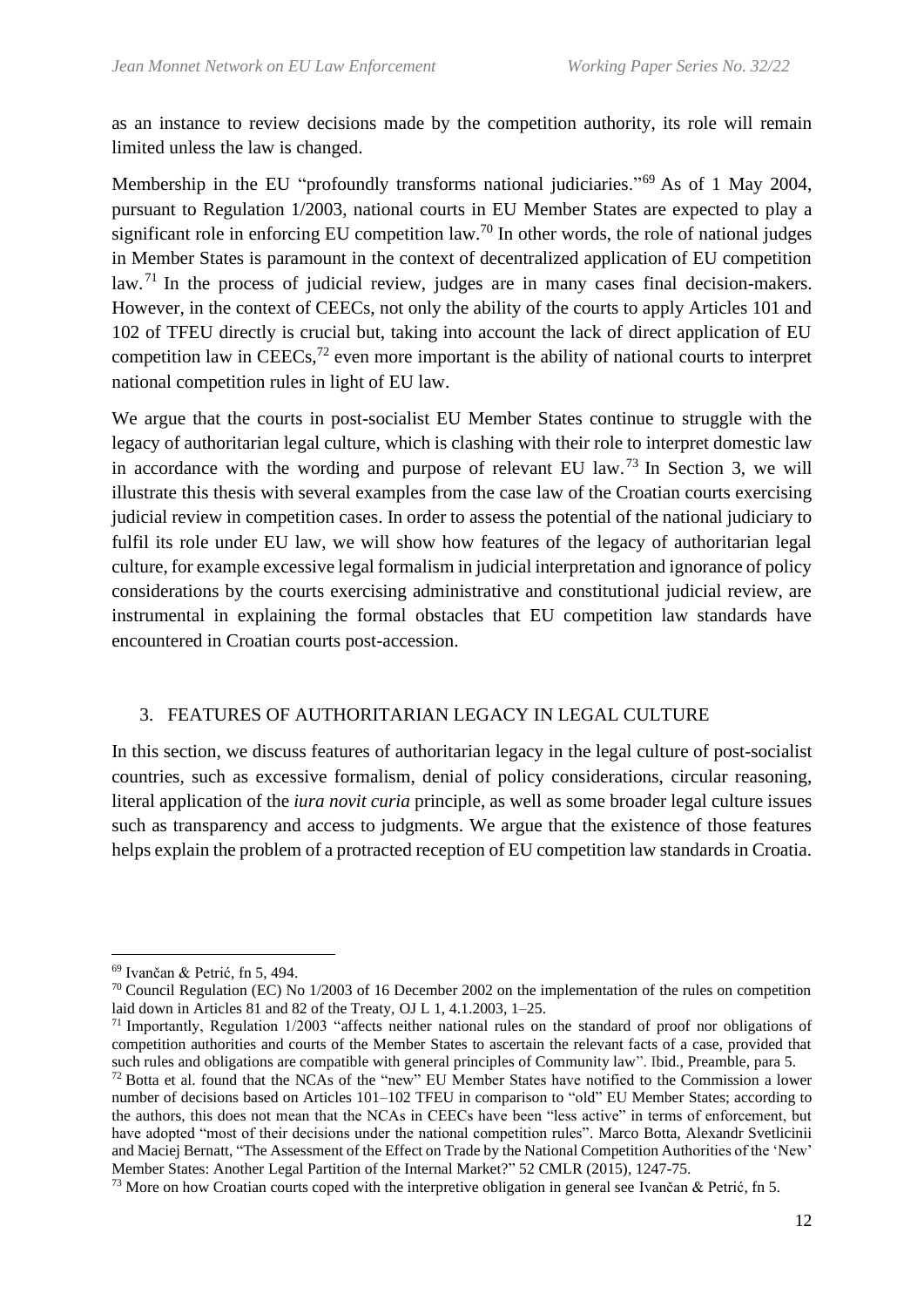as an instance to review decisions made by the competition authority, its role will remain limited unless the law is changed.

Membership in the EU "profoundly transforms national judiciaries."[69] As of 1 May 2004, pursuant to Regulation 1/2003, national courts in EU Member States are expected to play a significant role in enforcing EU competition law.[70] In other words, the role of national judges in Member States is paramount in the context of decentralized application of EU competition law.[71] In the process of judicial review, judges are in many cases final decision-makers. However, in the context of CEECs, not only the ability of the courts to apply Articles 101 and 102 of TFEU directly is crucial but, taking into account the lack of direct application of EU competition law in CEECs,[72] even more important is the ability of national courts to interpret national competition rules in light of EU law.

We argue that the courts in post-socialist EU Member States continue to struggle with the legacy of authoritarian legal culture, which is clashing with their role to interpret domestic law in accordance with the wording and purpose of relevant EU law.[73] In Section 3, we will illustrate this thesis with several examples from the case law of the Croatian courts exercising judicial review in competition cases. In order to assess the potential of the national judiciary to fulfil its role under EU law, we will show how features of the legacy of authoritarian legal culture, for example excessive legal formalism in judicial interpretation and ignorance of policy considerations by the courts exercising administrative and constitutional judicial review, are instrumental in explaining the formal obstacles that EU competition law standards have encountered in Croatian courts post-accession.

## 3. FEATURES OF AUTHORITARIAN LEGACY IN LEGAL CULTURE

In this section, we discuss features of authoritarian legacy in the legal culture of post-socialist countries, such as excessive formalism, denial of policy considerations, circular reasoning, literal application of the *iura novit curia* principle, as well as some broader legal culture issues such as transparency and access to judgments. We argue that the existence of those features helps explain the problem of a protracted reception of EU competition law standards in Croatia.

---

[69] Ivančan & Petrić, fn 5, 494.

[70] Council Regulation (EC) No 1/2003 of 16 December 2002 on the implementation of the rules on competition laid down in Articles 81 and 82 of the Treaty, OJ L 1, 4.1.2003, 1–25.

[71] Importantly, Regulation 1/2003 "affects neither national rules on the standard of proof nor obligations of competition authorities and courts of the Member States to ascertain the relevant facts of a case, provided that such rules and obligations are compatible with general principles of Community law". Ibid., Preamble, para 5.

[72] Botta et al. found that the NCAs of the "new" EU Member States have notified to the Commission a lower number of decisions based on Articles 101–102 TFEU in comparison to "old" EU Member States; according to the authors, this does not mean that the NCAs in CEECs have been "less active" in terms of enforcement, but have adopted "most of their decisions under the national competition rules". Marco Botta, Alexandr Svetlicinii and Maciej Bernatt, "The Assessment of the Effect on Trade by the National Competition Authorities of the 'New' Member States: Another Legal Partition of the Internal Market?" 52 CMLR (2015), 1247-75.

[73] More on how Croatian courts coped with the interpretive obligation in general see Ivančan & Petrić, fn 5.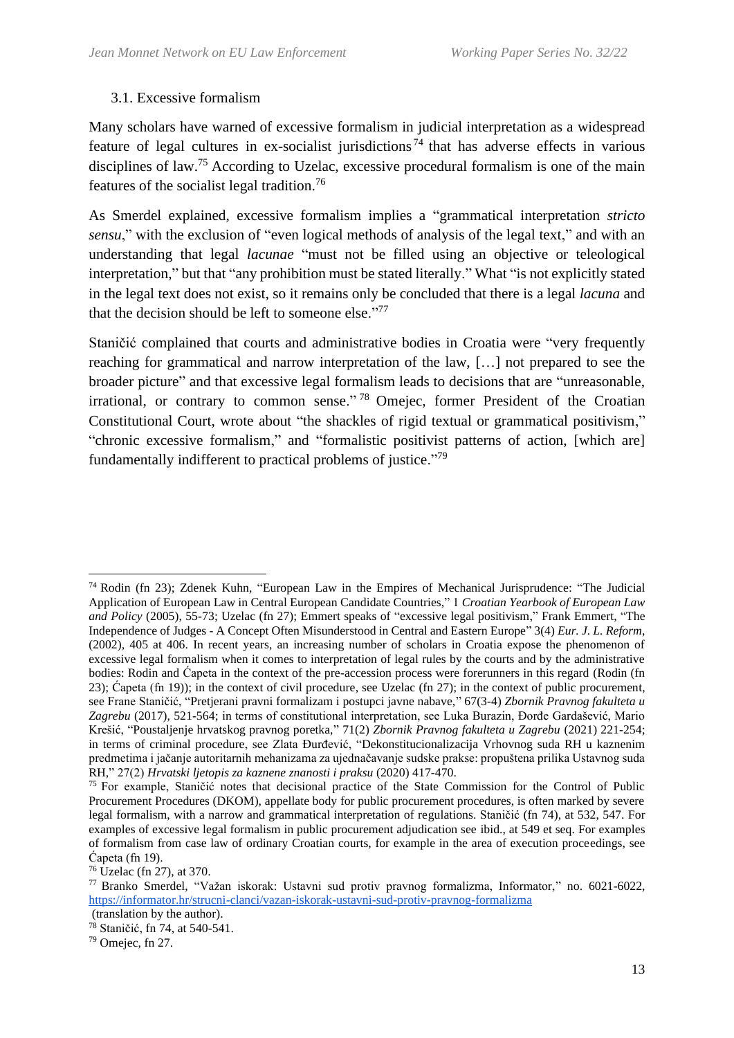### 3.1. Excessive formalism

Many scholars have warned of excessive formalism in judicial interpretation as a widespread feature of legal cultures in ex-socialist jurisdictions[74] that has adverse effects in various disciplines of law.[75] According to Uzelac, excessive procedural formalism is one of the main features of the socialist legal tradition.[76]

As Smerdel explained, excessive formalism implies a "grammatical interpretation *stricto sensu*," with the exclusion of "even logical methods of analysis of the legal text," and with an understanding that legal *lacunae* "must not be filled using an objective or teleological interpretation," but that "any prohibition must be stated literally." What "is not explicitly stated in the legal text does not exist, so it remains only be concluded that there is a legal *lacuna* and that the decision should be left to someone else."[77]

Staničić complained that courts and administrative bodies in Croatia were "very frequently reaching for grammatical and narrow interpretation of the law, […] not prepared to see the broader picture" and that excessive legal formalism leads to decisions that are "unreasonable, irrational, or contrary to common sense."[78] Omejec, former President of the Croatian Constitutional Court, wrote about "the shackles of rigid textual or grammatical positivism," "chronic excessive formalism," and "formalistic positivist patterns of action, [which are] fundamentally indifferent to practical problems of justice."[79]

---

[74] Rodin (fn 23); Zdenek Kuhn, "European Law in the Empires of Mechanical Jurisprudence: "The Judicial Application of European Law in Central European Candidate Countries," 1 *Croatian Yearbook of European Law and Policy* (2005), 55-73; Uzelac (fn 27); Emmert speaks of "excessive legal positivism," Frank Emmert, "The Independence of Judges - A Concept Often Misunderstood in Central and Eastern Europe" 3(4) *Eur. J. L. Reform*, (2002), 405 at 406. In recent years, an increasing number of scholars in Croatia expose the phenomenon of excessive legal formalism when it comes to interpretation of legal rules by the courts and by the administrative bodies: Rodin and Ćapeta in the context of the pre-accession process were forerunners in this regard (Rodin (fn 23); Ćapeta (fn 19)); in the context of civil procedure, see Uzelac (fn 27); in the context of public procurement, see Frane Staničić, "Pretjerani pravni formalizam i postupci javne nabave," 67(3-4) *Zbornik Pravnog fakulteta u Zagrebu* (2017), 521-564; in terms of constitutional interpretation, see Luka Burazin, Đorđe Gardašević, Mario Krešić, "Poustaljenje hrvatskog pravnog poretka," 71(2) *Zbornik Pravnog fakulteta u Zagrebu* (2021) 221-254; in terms of criminal procedure, see Zlata Đurđević, "Dekonstitucionalizacija Vrhovnog suda RH u kaznenim predmetima i jačanje autoritarnih mehanizama za ujednačavanje sudske prakse: propuštena prilika Ustavnog suda RH," 27(2) *Hrvatski ljetopis za kaznene znanosti i praksu* (2020) 417-470.

[75] For example, Staničić notes that decisional practice of the State Commission for the Control of Public Procurement Procedures (DKOM), appellate body for public procurement procedures, is often marked by severe legal formalism, with a narrow and grammatical interpretation of regulations. Staničić (fn 74), at 532, 547. For examples of excessive legal formalism in public procurement adjudication see ibid., at 549 et seq. For examples of formalism from case law of ordinary Croatian courts, for example in the area of execution proceedings, see Ćapeta (fn 19).

[76] Uzelac (fn 27), at 370.

[77] Branko Smerdel, "Važan iskorak: Ustavni sud protiv pravnog formalizma, Informator," no. 6021-6022, https://informator.hr/strucni-clanci/vazan-iskorak-ustavni-sud-protiv-pravnog-formalizma (translation by the author).

[78] Staničić, fn 74, at 540-541.

[79] Omejec, fn 27.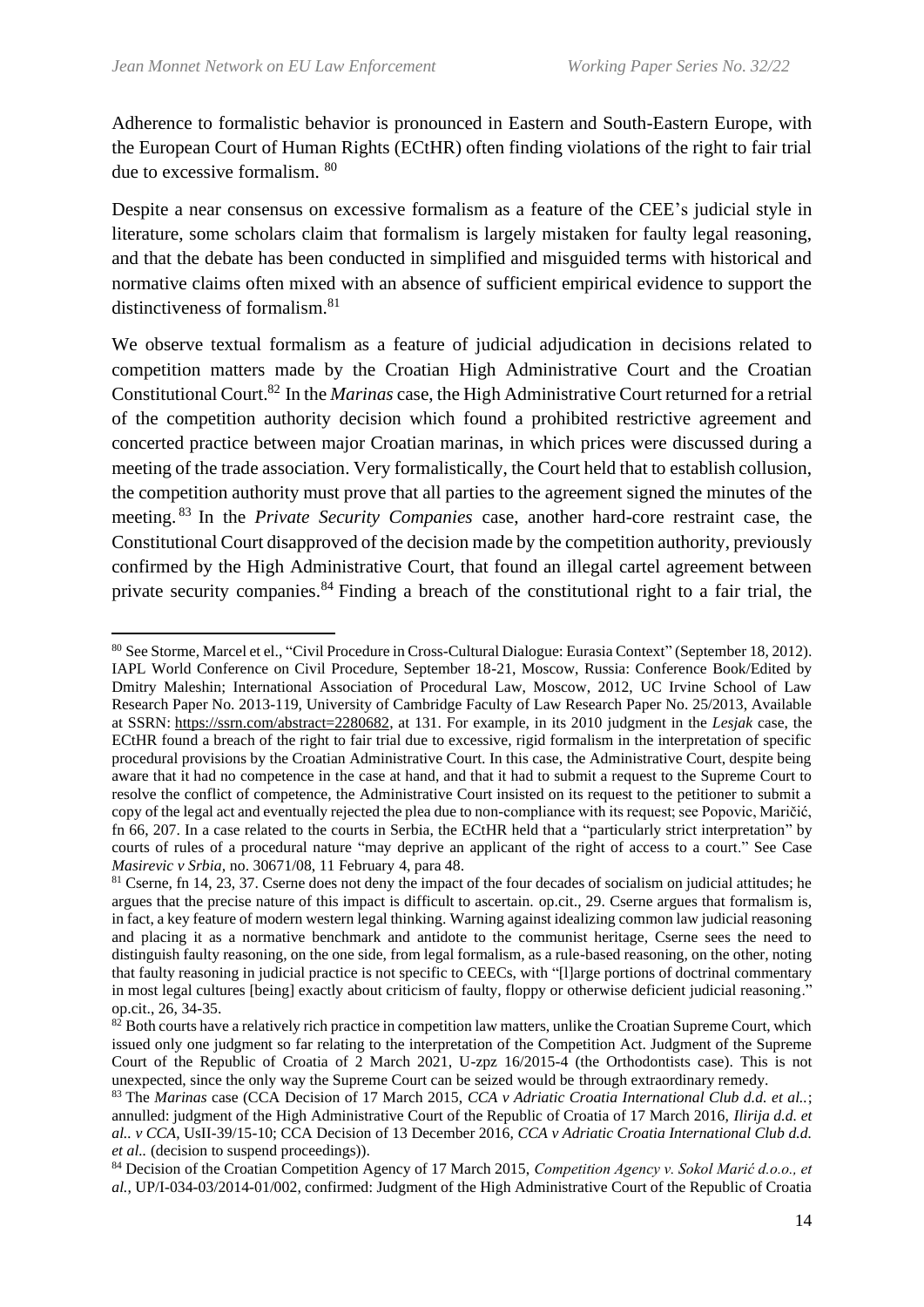Adherence to formalistic behavior is pronounced in Eastern and South-Eastern Europe, with the European Court of Human Rights (ECtHR) often finding violations of the right to fair trial due to excessive formalism. [80]

Despite a near consensus on excessive formalism as a feature of the CEE's judicial style in literature, some scholars claim that formalism is largely mistaken for faulty legal reasoning, and that the debate has been conducted in simplified and misguided terms with historical and normative claims often mixed with an absence of sufficient empirical evidence to support the distinctiveness of formalism.[81]

We observe textual formalism as a feature of judicial adjudication in decisions related to competition matters made by the Croatian High Administrative Court and the Croatian Constitutional Court.[82] In the *Marinas* case, the High Administrative Court returned for a retrial of the competition authority decision which found a prohibited restrictive agreement and concerted practice between major Croatian marinas, in which prices were discussed during a meeting of the trade association. Very formalistically, the Court held that to establish collusion, the competition authority must prove that all parties to the agreement signed the minutes of the meeting.[83] In the *Private Security Companies* case, another hard-core restraint case, the Constitutional Court disapproved of the decision made by the competition authority, previously confirmed by the High Administrative Court, that found an illegal cartel agreement between private security companies.[84] Finding a breach of the constitutional right to a fair trial, the

---

[80] See Storme, Marcel et el., "Civil Procedure in Cross-Cultural Dialogue: Eurasia Context" (September 18, 2012). IAPL World Conference on Civil Procedure, September 18-21, Moscow, Russia: Conference Book/Edited by Dmitry Maleshin; International Association of Procedural Law, Moscow, 2012, UC Irvine School of Law Research Paper No. 2013-119, University of Cambridge Faculty of Law Research Paper No. 25/2013, Available at SSRN: https://ssrn.com/abstract=2280682, at 131. For example, in its 2010 judgment in the *Lesjak* case, the ECtHR found a breach of the right to fair trial due to excessive, rigid formalism in the interpretation of specific procedural provisions by the Croatian Administrative Court. In this case, the Administrative Court, despite being aware that it had no competence in the case at hand, and that it had to submit a request to the Supreme Court to resolve the conflict of competence, the Administrative Court insisted on its request to the petitioner to submit a copy of the legal act and eventually rejected the plea due to non-compliance with its request; see Popovic, Maričić, fn 66, 207. In a case related to the courts in Serbia, the ECtHR held that a "particularly strict interpretation" by courts of rules of a procedural nature "may deprive an applicant of the right of access to a court." See Case *Masirevic v Srbia*, no. 30671/08, 11 February 4, para 48.

[81] Cserne, fn 14, 23, 37. Cserne does not deny the impact of the four decades of socialism on judicial attitudes; he argues that the precise nature of this impact is difficult to ascertain. op.cit., 29. Cserne argues that formalism is, in fact, a key feature of modern western legal thinking. Warning against idealizing common law judicial reasoning and placing it as a normative benchmark and antidote to the communist heritage, Cserne sees the need to distinguish faulty reasoning, on the one side, from legal formalism, as a rule-based reasoning, on the other, noting that faulty reasoning in judicial practice is not specific to CEECs, with "[l]arge portions of doctrinal commentary in most legal cultures [being] exactly about criticism of faulty, floppy or otherwise deficient judicial reasoning." op.cit., 26, 34-35.

[82] Both courts have a relatively rich practice in competition law matters, unlike the Croatian Supreme Court, which issued only one judgment so far relating to the interpretation of the Competition Act. Judgment of the Supreme Court of the Republic of Croatia of 2 March 2021, U-zpz 16/2015-4 (the Orthodontists case). This is not unexpected, since the only way the Supreme Court can be seized would be through extraordinary remedy.

[83] The *Marinas* case (CCA Decision of 17 March 2015, *CCA v Adriatic Croatia International Club d.d. et al.*.; annulled: judgment of the High Administrative Court of the Republic of Croatia of 17 March 2016, *Ilirija d.d. et al.. v CCA*, UsII-39/15-10; CCA Decision of 13 December 2016, *CCA v Adriatic Croatia International Club d.d. et al..* (decision to suspend proceedings)).

[84] Decision of the Croatian Competition Agency of 17 March 2015, *Competition Agency v. Sokol Marić d.o.o., et al.*, UP/I-034-03/2014-01/002, confirmed: Judgment of the High Administrative Court of the Republic of Croatia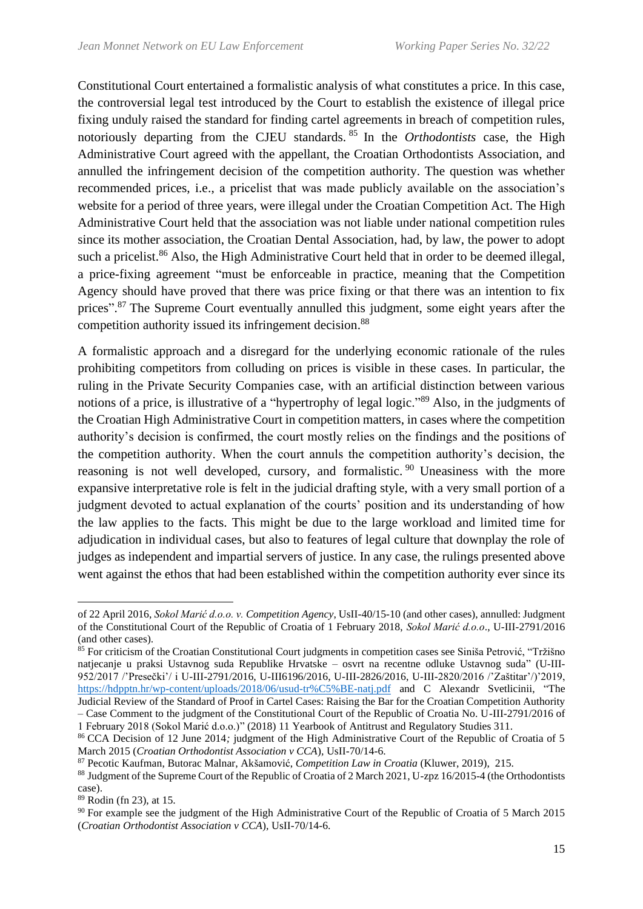Constitutional Court entertained a formalistic analysis of what constitutes a price. In this case, the controversial legal test introduced by the Court to establish the existence of illegal price fixing unduly raised the standard for finding cartel agreements in breach of competition rules, notoriously departing from the CJEU standards.[85] In the *Orthodontists* case, the High Administrative Court agreed with the appellant, the Croatian Orthodontists Association, and annulled the infringement decision of the competition authority. The question was whether recommended prices, i.e., a pricelist that was made publicly available on the association's website for a period of three years, were illegal under the Croatian Competition Act. The High Administrative Court held that the association was not liable under national competition rules since its mother association, the Croatian Dental Association, had, by law, the power to adopt such a pricelist.[86] Also, the High Administrative Court held that in order to be deemed illegal, a price-fixing agreement "must be enforceable in practice, meaning that the Competition Agency should have proved that there was price fixing or that there was an intention to fix prices".[87] The Supreme Court eventually annulled this judgment, some eight years after the competition authority issued its infringement decision.[88]

A formalistic approach and a disregard for the underlying economic rationale of the rules prohibiting competitors from colluding on prices is visible in these cases. In particular, the ruling in the Private Security Companies case, with an artificial distinction between various notions of a price, is illustrative of a "hypertrophy of legal logic."[89] Also, in the judgments of the Croatian High Administrative Court in competition matters, in cases where the competition authority's decision is confirmed, the court mostly relies on the findings and the positions of the competition authority. When the court annuls the competition authority's decision, the reasoning is not well developed, cursory, and formalistic.[90] Uneasiness with the more expansive interpretative role is felt in the judicial drafting style, with a very small portion of a judgment devoted to actual explanation of the courts' position and its understanding of how the law applies to the facts. This might be due to the large workload and limited time for adjudication in individual cases, but also to features of legal culture that downplay the role of judges as independent and impartial servers of justice. In any case, the rulings presented above went against the ethos that had been established within the competition authority ever since its

---

of 22 April 2016, *Sokol Marić d.o.o. v. Competition Agency*, UsII-40/15-10 (and other cases), annulled: Judgment of the Constitutional Court of the Republic of Croatia of 1 February 2018, *Sokol Marić d.o.o*., U-III-2791/2016 (and other cases).

[85] For criticism of the Croatian Constitutional Court judgments in competition cases see Siniša Petrović, "Tržišno natjecanje u praksi Ustavnog suda Republike Hrvatske – osvrt na recentne odluke Ustavnog suda" (U-III-952/2017 /'Presečki'/ i U-III-2791/2016, U-III6196/2016, U-III-2826/2016, U-III-2820/2016 /'Zaštitar'/)'2019, https://hdpptn.hr/wp-content/uploads/2018/06/usud-tr%C5%BE-natj.pdf and C Alexandr Svetlicinii, "The Judicial Review of the Standard of Proof in Cartel Cases: Raising the Bar for the Croatian Competition Authority – Case Comment to the judgment of the Constitutional Court of the Republic of Croatia No. U-III-2791/2016 of 1 February 2018 (Sokol Marić d.o.o.)" (2018) 11 Yearbook of Antitrust and Regulatory Studies 311.

[86] CCA Decision of 12 June 2014*;* judgment of the High Administrative Court of the Republic of Croatia of 5 March 2015 (*Croatian Orthodontist Association v CCA*), UsII-70/14-6.

[87] Pecotic Kaufman, Butorac Malnar, Akšamović, *Competition Law in Croatia* (Kluwer, 2019), 215.

[88] Judgment of the Supreme Court of the Republic of Croatia of 2 March 2021, U-zpz 16/2015-4 (the Orthodontists case).

[89] Rodin (fn 23), at 15.

[90] For example see the judgment of the High Administrative Court of the Republic of Croatia of 5 March 2015 (*Croatian Orthodontist Association v CCA*), UsII-70/14-6.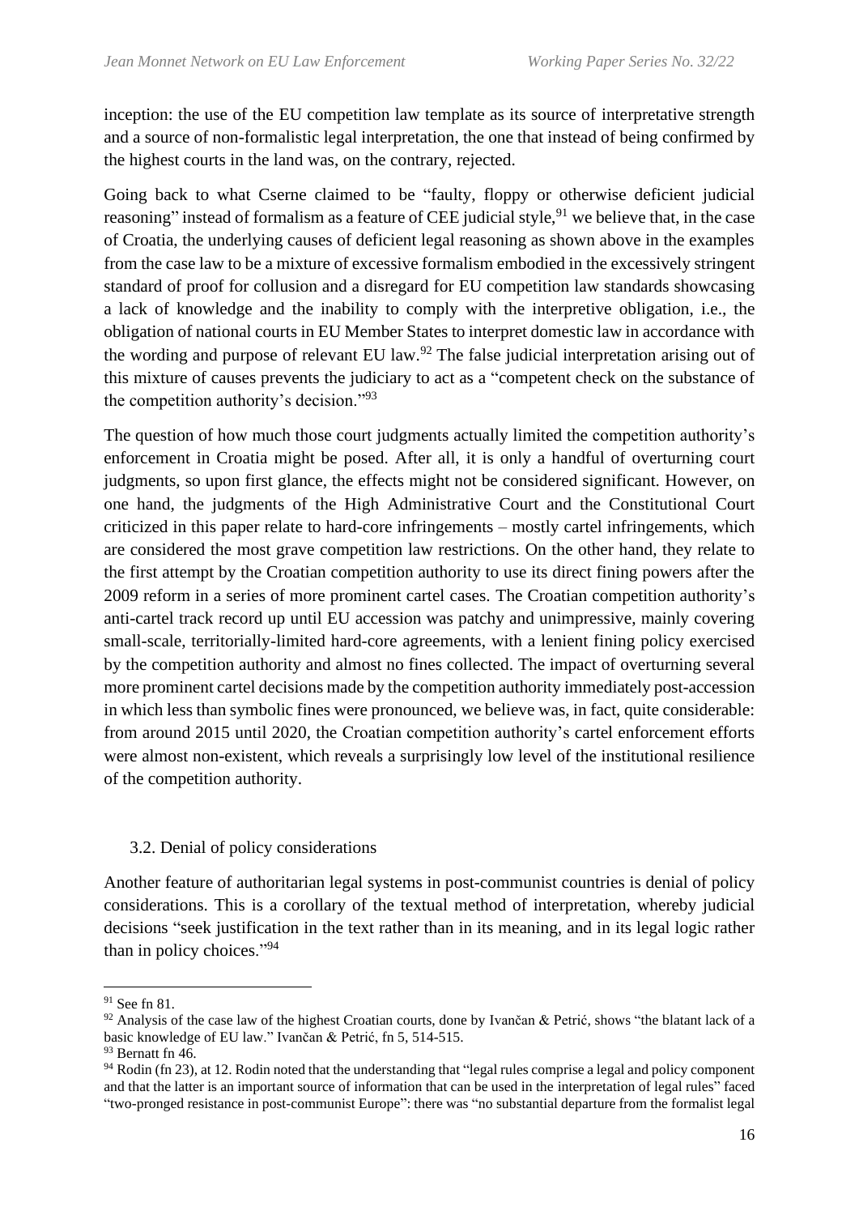inception: the use of the EU competition law template as its source of interpretative strength and a source of non-formalistic legal interpretation, the one that instead of being confirmed by the highest courts in the land was, on the contrary, rejected.

Going back to what Cserne claimed to be "faulty, floppy or otherwise deficient judicial reasoning" instead of formalism as a feature of CEE judicial style,[91] we believe that, in the case of Croatia, the underlying causes of deficient legal reasoning as shown above in the examples from the case law to be a mixture of excessive formalism embodied in the excessively stringent standard of proof for collusion and a disregard for EU competition law standards showcasing a lack of knowledge and the inability to comply with the interpretive obligation, i.e., the obligation of national courts in EU Member States to interpret domestic law in accordance with the wording and purpose of relevant EU law.[92] The false judicial interpretation arising out of this mixture of causes prevents the judiciary to act as a "competent check on the substance of the competition authority's decision."[93]

The question of how much those court judgments actually limited the competition authority's enforcement in Croatia might be posed. After all, it is only a handful of overturning court judgments, so upon first glance, the effects might not be considered significant. However, on one hand, the judgments of the High Administrative Court and the Constitutional Court criticized in this paper relate to hard-core infringements – mostly cartel infringements, which are considered the most grave competition law restrictions. On the other hand, they relate to the first attempt by the Croatian competition authority to use its direct fining powers after the 2009 reform in a series of more prominent cartel cases. The Croatian competition authority's anti-cartel track record up until EU accession was patchy and unimpressive, mainly covering small-scale, territorially-limited hard-core agreements, with a lenient fining policy exercised by the competition authority and almost no fines collected. The impact of overturning several more prominent cartel decisions made by the competition authority immediately post-accession in which less than symbolic fines were pronounced, we believe was, in fact, quite considerable: from around 2015 until 2020, the Croatian competition authority's cartel enforcement efforts were almost non-existent, which reveals a surprisingly low level of the institutional resilience of the competition authority.

### 3.2. Denial of policy considerations

Another feature of authoritarian legal systems in post-communist countries is denial of policy considerations. This is a corollary of the textual method of interpretation, whereby judicial decisions "seek justification in the text rather than in its meaning, and in its legal logic rather than in policy choices."[94]

---

[91] See fn 81.

[92] Analysis of the case law of the highest Croatian courts, done by Ivančan & Petrić, shows "the blatant lack of a basic knowledge of EU law." Ivančan & Petrić, fn 5, 514-515.

[93] Bernatt fn 46.

[94] Rodin (fn 23), at 12. Rodin noted that the understanding that "legal rules comprise a legal and policy component and that the latter is an important source of information that can be used in the interpretation of legal rules" faced "two-pronged resistance in post-communist Europe": there was "no substantial departure from the formalist legal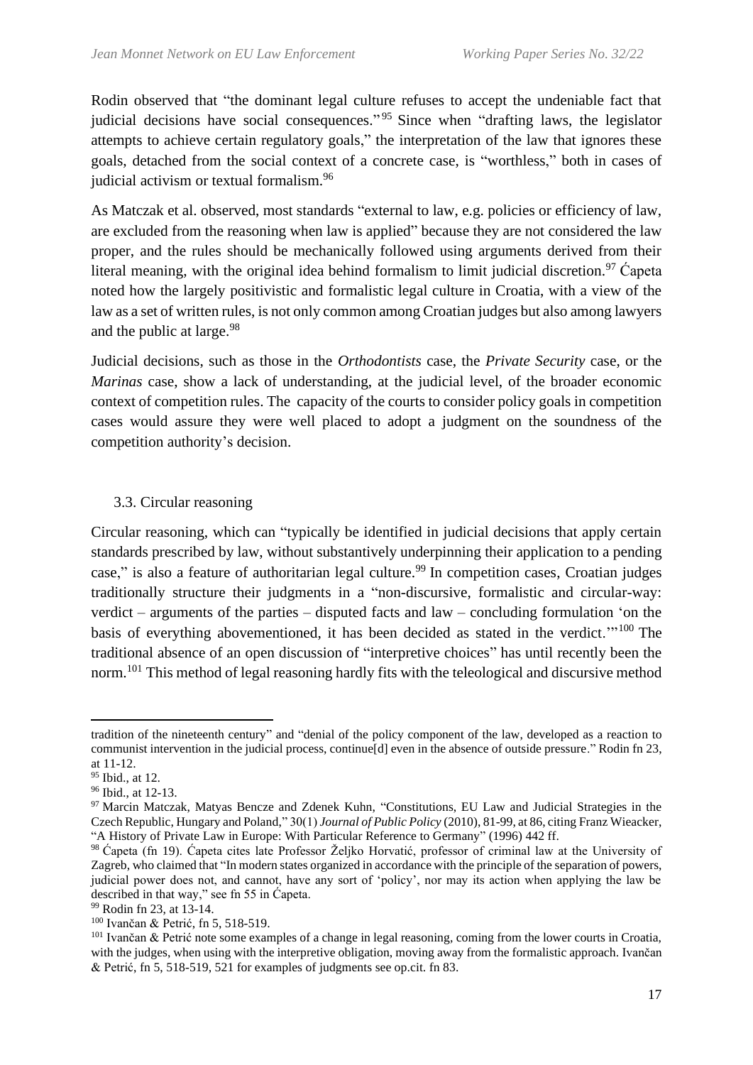Rodin observed that "the dominant legal culture refuses to accept the undeniable fact that judicial decisions have social consequences."[95] Since when "drafting laws, the legislator attempts to achieve certain regulatory goals," the interpretation of the law that ignores these goals, detached from the social context of a concrete case, is "worthless," both in cases of judicial activism or textual formalism.[96]

As Matczak et al. observed, most standards "external to law, e.g. policies or efficiency of law, are excluded from the reasoning when law is applied" because they are not considered the law proper, and the rules should be mechanically followed using arguments derived from their literal meaning, with the original idea behind formalism to limit judicial discretion.[97] Ćapeta noted how the largely positivistic and formalistic legal culture in Croatia, with a view of the law as a set of written rules, is not only common among Croatian judges but also among lawyers and the public at large.[98]

Judicial decisions, such as those in the *Orthodontists* case, the *Private Security* case, or the *Marinas* case, show a lack of understanding, at the judicial level, of the broader economic context of competition rules. The capacity of the courts to consider policy goals in competition cases would assure they were well placed to adopt a judgment on the soundness of the competition authority's decision.

### 3.3. Circular reasoning

Circular reasoning, which can "typically be identified in judicial decisions that apply certain standards prescribed by law, without substantively underpinning their application to a pending case," is also a feature of authoritarian legal culture.[99] In competition cases, Croatian judges traditionally structure their judgments in a "non-discursive, formalistic and circular-way: verdict – arguments of the parties – disputed facts and law – concluding formulation 'on the basis of everything abovementioned, it has been decided as stated in the verdict.'"[100] The traditional absence of an open discussion of "interpretive choices" has until recently been the norm.[101] This method of legal reasoning hardly fits with the teleological and discursive method

---

tradition of the nineteenth century" and "denial of the policy component of the law, developed as a reaction to communist intervention in the judicial process, continue[d] even in the absence of outside pressure." Rodin fn 23, at 11-12.

[95] Ibid., at 12.

[96] Ibid., at 12-13.

[97] Marcin Matczak, Matyas Bencze and Zdenek Kuhn, "Constitutions, EU Law and Judicial Strategies in the Czech Republic, Hungary and Poland," 30(1) *Journal of Public Policy* (2010), 81-99, at 86, citing Franz Wieacker, "A History of Private Law in Europe: With Particular Reference to Germany" (1996) 442 ff.

[98] Ćapeta (fn 19). Ćapeta cites late Professor Željko Horvatić, professor of criminal law at the University of Zagreb, who claimed that "In modern states organized in accordance with the principle of the separation of powers, judicial power does not, and cannot, have any sort of 'policy', nor may its action when applying the law be described in that way," see fn 55 in Ćapeta.

[99] Rodin fn 23, at 13-14.

[100] Ivančan & Petrić, fn 5, 518-519.

[101] Ivančan & Petrić note some examples of a change in legal reasoning, coming from the lower courts in Croatia, with the judges, when using with the interpretive obligation, moving away from the formalistic approach. Ivančan & Petrić, fn 5, 518-519, 521 for examples of judgments see op.cit. fn 83.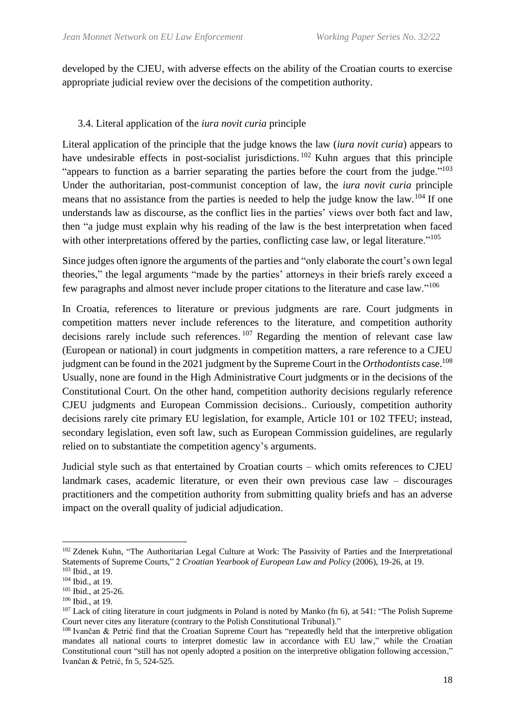developed by the CJEU, with adverse effects on the ability of the Croatian courts to exercise appropriate judicial review over the decisions of the competition authority.

### 3.4. Literal application of the *iura novit curia* principle

Literal application of the principle that the judge knows the law (*iura novit curia*) appears to have undesirable effects in post-socialist jurisdictions.[102] Kuhn argues that this principle "appears to function as a barrier separating the parties before the court from the judge."[103] Under the authoritarian, post-communist conception of law, the *iura novit curia* principle means that no assistance from the parties is needed to help the judge know the law.[104] If one understands law as discourse, as the conflict lies in the parties' views over both fact and law, then "a judge must explain why his reading of the law is the best interpretation when faced with other interpretations offered by the parties, conflicting case law, or legal literature."[105]

Since judges often ignore the arguments of the parties and "only elaborate the court's own legal theories," the legal arguments "made by the parties' attorneys in their briefs rarely exceed a few paragraphs and almost never include proper citations to the literature and case law."[106]

In Croatia, references to literature or previous judgments are rare. Court judgments in competition matters never include references to the literature, and competition authority decisions rarely include such references.[107] Regarding the mention of relevant case law (European or national) in court judgments in competition matters, a rare reference to a CJEU judgment can be found in the 2021 judgment by the Supreme Court in the *Orthodontists* case.[108] Usually, none are found in the High Administrative Court judgments or in the decisions of the Constitutional Court. On the other hand, competition authority decisions regularly reference CJEU judgments and European Commission decisions.. Curiously, competition authority decisions rarely cite primary EU legislation, for example, Article 101 or 102 TFEU; instead, secondary legislation, even soft law, such as European Commission guidelines, are regularly relied on to substantiate the competition agency's arguments.

Judicial style such as that entertained by Croatian courts – which omits references to CJEU landmark cases, academic literature, or even their own previous case law – discourages practitioners and the competition authority from submitting quality briefs and has an adverse impact on the overall quality of judicial adjudication.

---

[102] Zdenek Kuhn, "The Authoritarian Legal Culture at Work: The Passivity of Parties and the Interpretational Statements of Supreme Courts," 2 *Croatian Yearbook of European Law and Policy* (2006), 19-26, at 19.

[103] Ibid., at 19.

[104] Ibid., at 19.

[105] Ibid., at 25-26.

[106] Ibid., at 19.

[107] Lack of citing literature in court judgments in Poland is noted by Manko (fn 6), at 541: "The Polish Supreme Court never cites any literature (contrary to the Polish Constitutional Tribunal)."

[108] Ivančan & Petrić find that the Croatian Supreme Court has "repeatedly held that the interpretive obligation mandates all national courts to interpret domestic law in accordance with EU law," while the Croatian Constitutional court "still has not openly adopted a position on the interpretive obligation following accession," Ivančan & Petrić, fn 5, 524-525.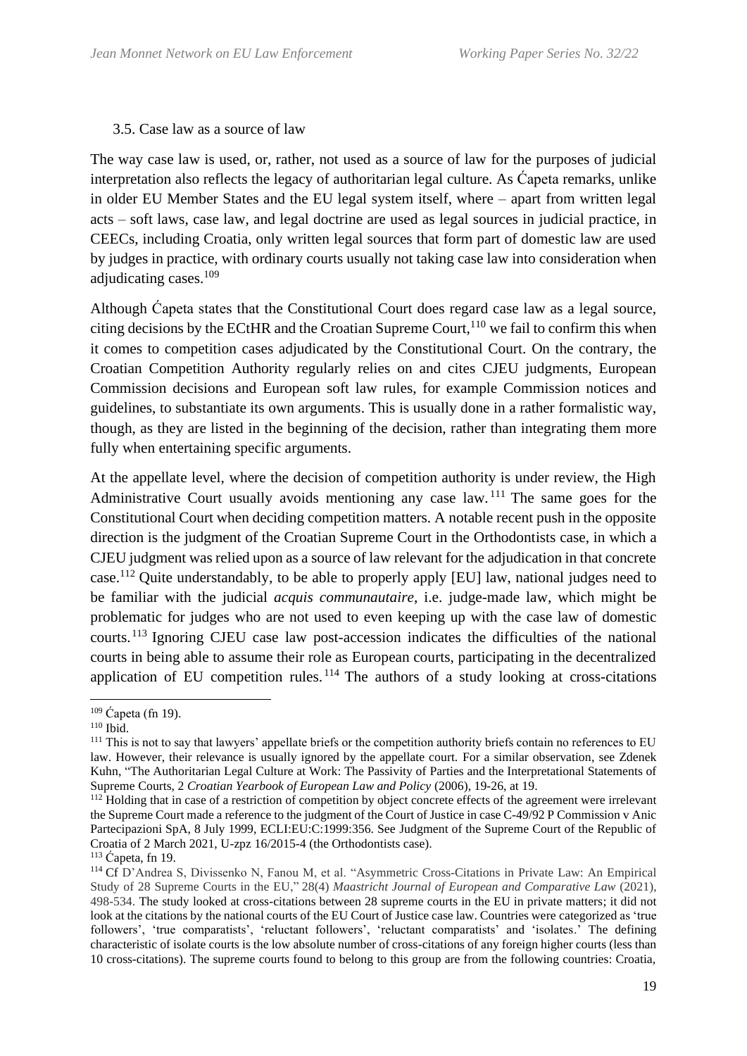### 3.5. Case law as a source of law

The way case law is used, or, rather, not used as a source of law for the purposes of judicial interpretation also reflects the legacy of authoritarian legal culture. As Ćapeta remarks, unlike in older EU Member States and the EU legal system itself, where – apart from written legal acts – soft laws, case law, and legal doctrine are used as legal sources in judicial practice, in CEECs, including Croatia, only written legal sources that form part of domestic law are used by judges in practice, with ordinary courts usually not taking case law into consideration when adjudicating cases.[109]

Although Ćapeta states that the Constitutional Court does regard case law as a legal source, citing decisions by the ECtHR and the Croatian Supreme Court,[110] we fail to confirm this when it comes to competition cases adjudicated by the Constitutional Court. On the contrary, the Croatian Competition Authority regularly relies on and cites CJEU judgments, European Commission decisions and European soft law rules, for example Commission notices and guidelines, to substantiate its own arguments. This is usually done in a rather formalistic way, though, as they are listed in the beginning of the decision, rather than integrating them more fully when entertaining specific arguments.

At the appellate level, where the decision of competition authority is under review, the High Administrative Court usually avoids mentioning any case law.[111] The same goes for the Constitutional Court when deciding competition matters. A notable recent push in the opposite direction is the judgment of the Croatian Supreme Court in the Orthodontists case, in which a CJEU judgment was relied upon as a source of law relevant for the adjudication in that concrete case.[112] Quite understandably, to be able to properly apply [EU] law, national judges need to be familiar with the judicial *acquis communautaire*, i.e. judge-made law, which might be problematic for judges who are not used to even keeping up with the case law of domestic courts.[113] Ignoring CJEU case law post-accession indicates the difficulties of the national courts in being able to assume their role as European courts, participating in the decentralized application of EU competition rules.[114] The authors of a study looking at cross-citations

---

[109] Ćapeta (fn 19).

[110] Ibid.

[111] This is not to say that lawyers' appellate briefs or the competition authority briefs contain no references to EU law. However, their relevance is usually ignored by the appellate court. For a similar observation, see Zdenek Kuhn, "The Authoritarian Legal Culture at Work: The Passivity of Parties and the Interpretational Statements of Supreme Courts, 2 *Croatian Yearbook of European Law and Policy* (2006), 19-26, at 19.

[112] Holding that in case of a restriction of competition by object concrete effects of the agreement were irrelevant the Supreme Court made a reference to the judgment of the Court of Justice in case C-49/92 P Commission v Anic Partecipazioni SpA, 8 July 1999, ECLI:EU:C:1999:356. See Judgment of the Supreme Court of the Republic of Croatia of 2 March 2021, U-zpz 16/2015-4 (the Orthodontists case).

[113] Ćapeta, fn 19.

[114] Cf D'Andrea S, Divissenko N, Fanou M, et al. "Asymmetric Cross-Citations in Private Law: An Empirical Study of 28 Supreme Courts in the EU," 28(4) *Maastricht Journal of European and Comparative Law* (2021), 498-534. The study looked at cross-citations between 28 supreme courts in the EU in private matters; it did not look at the citations by the national courts of the EU Court of Justice case law. Countries were categorized as 'true followers', 'true comparatists', 'reluctant followers', 'reluctant comparatists' and 'isolates.' The defining characteristic of isolate courts is the low absolute number of cross-citations of any foreign higher courts (less than 10 cross-citations). The supreme courts found to belong to this group are from the following countries: Croatia,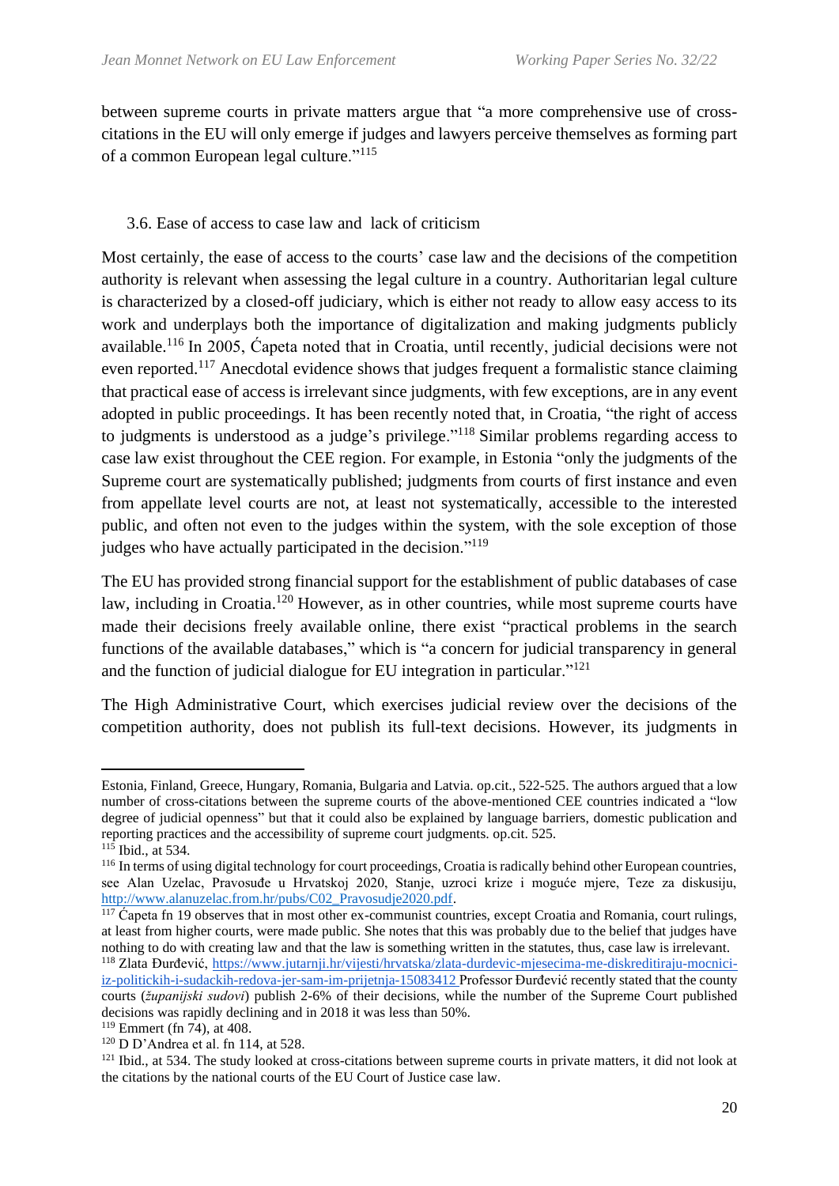between supreme courts in private matters argue that "a more comprehensive use of cross-citations in the EU will only emerge if judges and lawyers perceive themselves as forming part of a common European legal culture."[115]

### 3.6. Ease of access to case law and lack of criticism

Most certainly, the ease of access to the courts' case law and the decisions of the competition authority is relevant when assessing the legal culture in a country. Authoritarian legal culture is characterized by a closed-off judiciary, which is either not ready to allow easy access to its work and underplays both the importance of digitalization and making judgments publicly available.[116] In 2005, Ćapeta noted that in Croatia, until recently, judicial decisions were not even reported.[117] Anecdotal evidence shows that judges frequent a formalistic stance claiming that practical ease of access is irrelevant since judgments, with few exceptions, are in any event adopted in public proceedings. It has been recently noted that, in Croatia, "the right of access to judgments is understood as a judge's privilege."[118] Similar problems regarding access to case law exist throughout the CEE region. For example, in Estonia "only the judgments of the Supreme court are systematically published; judgments from courts of first instance and even from appellate level courts are not, at least not systematically, accessible to the interested public, and often not even to the judges within the system, with the sole exception of those judges who have actually participated in the decision."[119]

The EU has provided strong financial support for the establishment of public databases of case law, including in Croatia.[120] However, as in other countries, while most supreme courts have made their decisions freely available online, there exist "practical problems in the search functions of the available databases," which is "a concern for judicial transparency in general and the function of judicial dialogue for EU integration in particular."[121]

The High Administrative Court, which exercises judicial review over the decisions of the competition authority, does not publish its full-text decisions. However, its judgments in

---

Estonia, Finland, Greece, Hungary, Romania, Bulgaria and Latvia. op.cit., 522-525. The authors argued that a low number of cross-citations between the supreme courts of the above-mentioned CEE countries indicated a "low degree of judicial openness" but that it could also be explained by language barriers, domestic publication and reporting practices and the accessibility of supreme court judgments. op.cit. 525.

[115] Ibid., at 534.

[116] In terms of using digital technology for court proceedings, Croatia is radically behind other European countries, see Alan Uzelac, Pravosuđe u Hrvatskoj 2020, Stanje, uzroci krize i moguće mjere, Teze za diskusiju, http://www.alanuzelac.from.hr/pubs/C02_Pravosudje2020.pdf.

[117] Ćapeta fn 19 observes that in most other ex-communist countries, except Croatia and Romania, court rulings, at least from higher courts, were made public. She notes that this was probably due to the belief that judges have nothing to do with creating law and that the law is something written in the statutes, thus, case law is irrelevant.

[118] Zlata Đurđević, https://www.jutarnji.hr/vijesti/hrvatska/zlata-durdevic-mjesecima-me-diskreditiraju-mocnici-iz-politickih-i-sudackih-redova-jer-sam-im-prijetnja-15083412 Professor Đurđević recently stated that the county courts (*županijski sudovi*) publish 2-6% of their decisions, while the number of the Supreme Court published decisions was rapidly declining and in 2018 it was less than 50%.

[119] Emmert (fn 74), at 408.

[120] D D'Andrea et al. fn 114, at 528.

[121] Ibid., at 534. The study looked at cross-citations between supreme courts in private matters, it did not look at the citations by the national courts of the EU Court of Justice case law.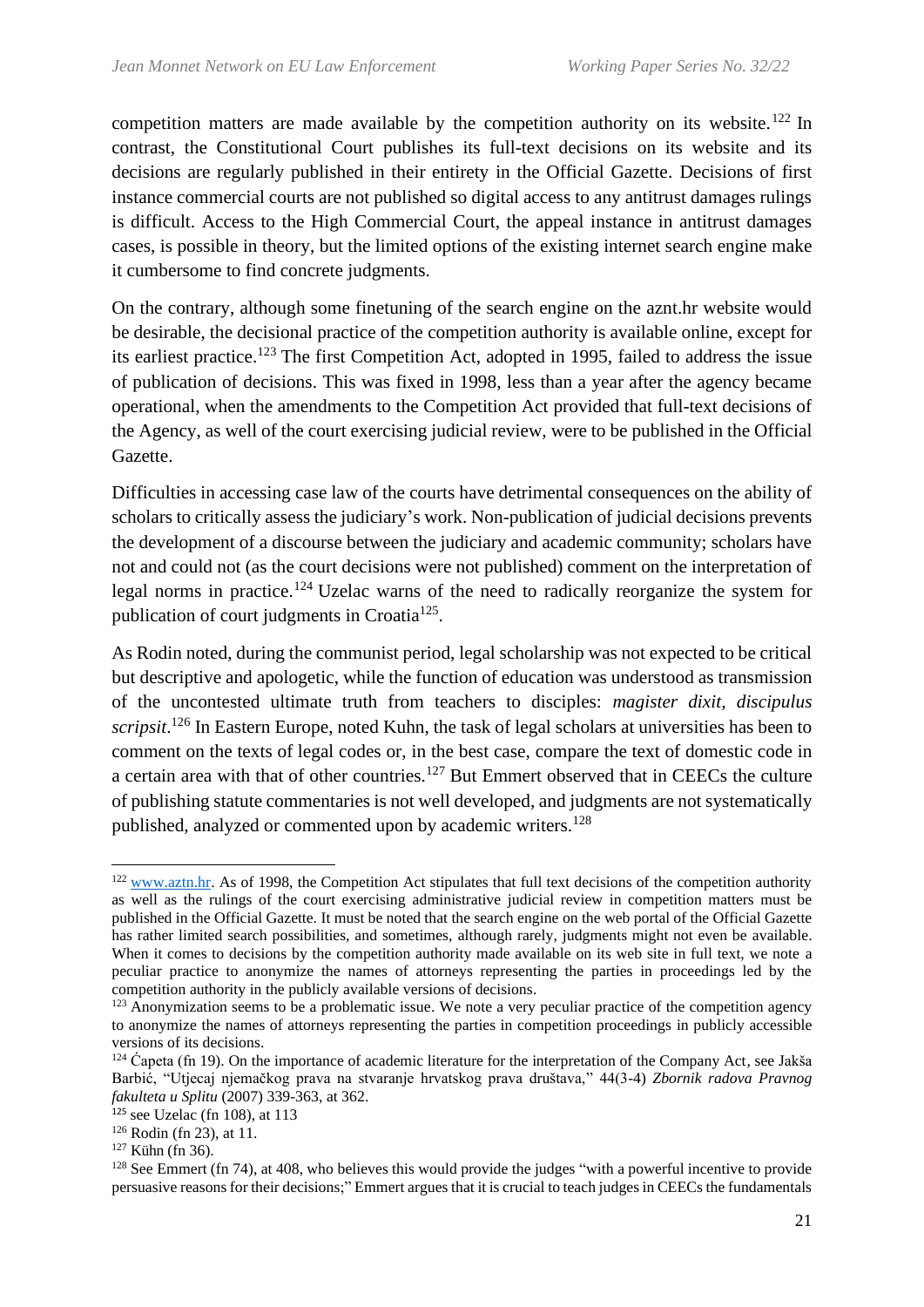competition matters are made available by the competition authority on its website.[122] In contrast, the Constitutional Court publishes its full-text decisions on its website and its decisions are regularly published in their entirety in the Official Gazette. Decisions of first instance commercial courts are not published so digital access to any antitrust damages rulings is difficult. Access to the High Commercial Court, the appeal instance in antitrust damages cases, is possible in theory, but the limited options of the existing internet search engine make it cumbersome to find concrete judgments.

On the contrary, although some finetuning of the search engine on the aznt.hr website would be desirable, the decisional practice of the competition authority is available online, except for its earliest practice.[123] The first Competition Act, adopted in 1995, failed to address the issue of publication of decisions. This was fixed in 1998, less than a year after the agency became operational, when the amendments to the Competition Act provided that full-text decisions of the Agency, as well of the court exercising judicial review, were to be published in the Official Gazette.

Difficulties in accessing case law of the courts have detrimental consequences on the ability of scholars to critically assess the judiciary's work. Non-publication of judicial decisions prevents the development of a discourse between the judiciary and academic community; scholars have not and could not (as the court decisions were not published) comment on the interpretation of legal norms in practice.[124] Uzelac warns of the need to radically reorganize the system for publication of court judgments in Croatia[125].

As Rodin noted, during the communist period, legal scholarship was not expected to be critical but descriptive and apologetic, while the function of education was understood as transmission of the uncontested ultimate truth from teachers to disciples: *magister dixit, discipulus scripsit*.[126] In Eastern Europe, noted Kuhn, the task of legal scholars at universities has been to comment on the texts of legal codes or, in the best case, compare the text of domestic code in a certain area with that of other countries.[127] But Emmert observed that in CEECs the culture of publishing statute commentaries is not well developed, and judgments are not systematically published, analyzed or commented upon by academic writers.[128]

---

[122] www.aztn.hr. As of 1998, the Competition Act stipulates that full text decisions of the competition authority as well as the rulings of the court exercising administrative judicial review in competition matters must be published in the Official Gazette. It must be noted that the search engine on the web portal of the Official Gazette has rather limited search possibilities, and sometimes, although rarely, judgments might not even be available. When it comes to decisions by the competition authority made available on its web site in full text, we note a peculiar practice to anonymize the names of attorneys representing the parties in proceedings led by the competition authority in the publicly available versions of decisions.

[123] Anonymization seems to be a problematic issue. We note a very peculiar practice of the competition agency to anonymize the names of attorneys representing the parties in competition proceedings in publicly accessible versions of its decisions.

[124] Ćapeta (fn 19). On the importance of academic literature for the interpretation of the Company Act, see Jakša Barbić, "Utjecaj njemačkog prava na stvaranje hrvatskog prava društava," 44(3-4) *Zbornik radova Pravnog fakulteta u Splitu* (2007) 339-363, at 362.

[125] see Uzelac (fn 108), at 113

[126] Rodin (fn 23), at 11.

[127] Kühn (fn 36).

[128] See Emmert (fn 74), at 408, who believes this would provide the judges "with a powerful incentive to provide persuasive reasons for their decisions;" Emmert argues that it is crucial to teach judges in CEECs the fundamentals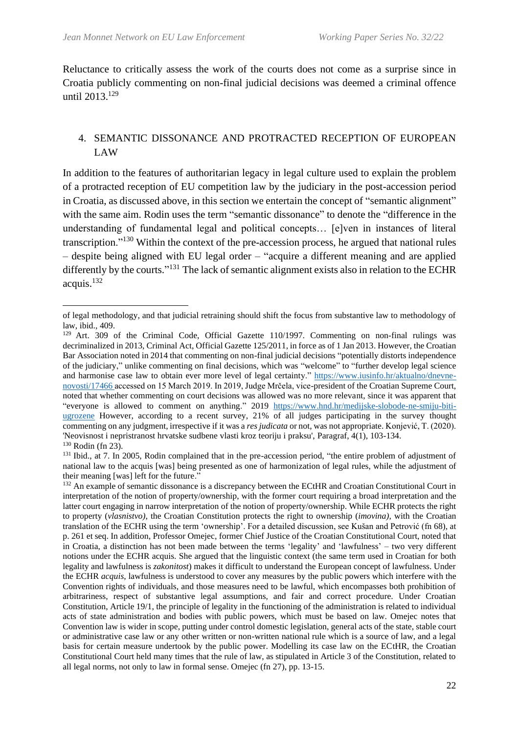Reluctance to critically assess the work of the courts does not come as a surprise since in Croatia publicly commenting on non-final judicial decisions was deemed a criminal offence until 2013.[129]

## 4. SEMANTIC DISSONANCE AND PROTRACTED RECEPTION OF EUROPEAN LAW

In addition to the features of authoritarian legacy in legal culture used to explain the problem of a protracted reception of EU competition law by the judiciary in the post-accession period in Croatia, as discussed above, in this section we entertain the concept of "semantic alignment" with the same aim. Rodin uses the term "semantic dissonance" to denote the "difference in the understanding of fundamental legal and political concepts… [e]ven in instances of literal transcription."[130] Within the context of the pre-accession process, he argued that national rules – despite being aligned with EU legal order – "acquire a different meaning and are applied differently by the courts."[131] The lack of semantic alignment exists also in relation to the ECHR acquis.[132]

---

of legal methodology, and that judicial retraining should shift the focus from substantive law to methodology of law, ibid., 409.

[129] Art. 309 of the Criminal Code, Official Gazette 110/1997. Commenting on non-final rulings was decriminalized in 2013, Criminal Act, Official Gazette 125/2011, in force as of 1 Jan 2013. However, the Croatian Bar Association noted in 2014 that commenting on non-final judicial decisions "potentially distorts independence of the judiciary," unlike commenting on final decisions, which was "welcome" to "further develop legal science and harmonise case law to obtain even more level of legal certainty." https://www.iusinfo.hr/aktualno/dnevne-novosti/17466 accessed on 15 March 2019. In 2019, Judge Mrčela, vice-president of the Croatian Supreme Court, noted that whether commenting on court decisions was allowed was no more relevant, since it was apparent that "everyone is allowed to comment on anything." 2019 https://www.hnd.hr/medijske-slobode-ne-smiju-biti-ugrozene However, according to a recent survey, 21% of all judges participating in the survey thought commenting on any judgment, irrespective if it was a *res judicata* or not, was not appropriate. Konjević, T. (2020). 'Neovisnost i nepristranost hrvatske sudbene vlasti kroz teoriju i praksu', Paragraf, 4(1), 103-134.

[130] Rodin (fn 23).

[131] Ibid., at 7. In 2005, Rodin complained that in the pre-accession period, "the entire problem of adjustment of national law to the acquis [was] being presented as one of harmonization of legal rules, while the adjustment of their meaning [was] left for the future."

[132] An example of semantic dissonance is a discrepancy between the ECtHR and Croatian Constitutional Court in interpretation of the notion of property/ownership, with the former court requiring a broad interpretation and the latter court engaging in narrow interpretation of the notion of property/ownership. While ECHR protects the right to property (*vlasnistvo)*, the Croatian Constitution protects the right to ownership (*imovina),* with the Croatian translation of the ECHR using the term 'ownership'. For a detailed discussion, see Kušan and Petrović (fn 68), at p. 261 et seq. In addition, Professor Omejec, former Chief Justice of the Croatian Constitutional Court, noted that in Croatia, a distinction has not been made between the terms 'legality' and 'lawfulness' – two very different notions under the ECHR acquis. She argued that the linguistic context (the same term used in Croatian for both legality and lawfulness is *zakonitost*) makes it difficult to understand the European concept of lawfulness. Under the ECHR *acquis*, lawfulness is understood to cover any measures by the public powers which interfere with the Convention rights of individuals, and those measures need to be lawful, which encompasses both prohibition of arbitrariness, respect of substantive legal assumptions, and fair and correct procedure. Under Croatian Constitution, Article 19/1, the principle of legality in the functioning of the administration is related to individual acts of state administration and bodies with public powers, which must be based on law. Omejec notes that Convention law is wider in scope, putting under control domestic legislation, general acts of the state, stable court or administrative case law or any other written or non-written national rule which is a source of law, and a legal basis for certain measure undertook by the public power. Modelling its case law on the ECtHR, the Croatian Constitutional Court held many times that the rule of law, as stipulated in Article 3 of the Constitution, related to all legal norms, not only to law in formal sense. Omejec (fn 27), pp. 13-15.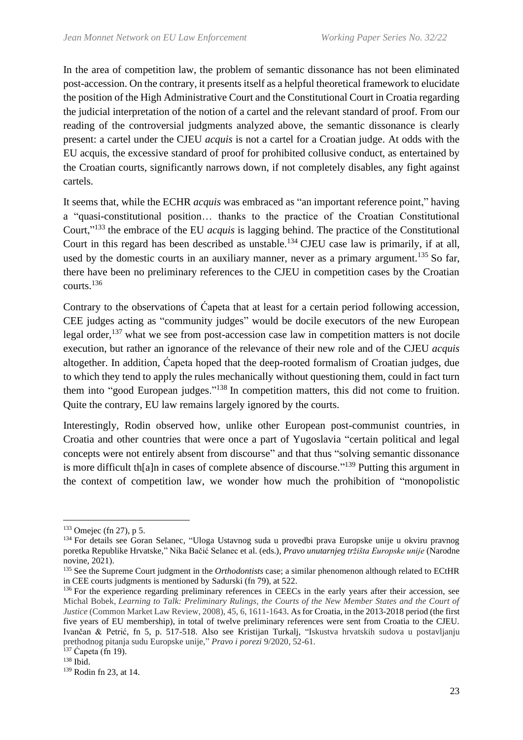In the area of competition law, the problem of semantic dissonance has not been eliminated post-accession. On the contrary, it presents itself as a helpful theoretical framework to elucidate the position of the High Administrative Court and the Constitutional Court in Croatia regarding the judicial interpretation of the notion of a cartel and the relevant standard of proof. From our reading of the controversial judgments analyzed above, the semantic dissonance is clearly present: a cartel under the CJEU *acquis* is not a cartel for a Croatian judge. At odds with the EU acquis, the excessive standard of proof for prohibited collusive conduct, as entertained by the Croatian courts, significantly narrows down, if not completely disables, any fight against cartels.

It seems that, while the ECHR *acquis* was embraced as "an important reference point," having a "quasi-constitutional position… thanks to the practice of the Croatian Constitutional Court,"[133] the embrace of the EU *acquis* is lagging behind. The practice of the Constitutional Court in this regard has been described as unstable.[134] CJEU case law is primarily, if at all, used by the domestic courts in an auxiliary manner, never as a primary argument.[135] So far, there have been no preliminary references to the CJEU in competition cases by the Croatian courts.[136]

Contrary to the observations of Ćapeta that at least for a certain period following accession, CEE judges acting as "community judges" would be docile executors of the new European legal order,[137] what we see from post-accession case law in competition matters is not docile execution, but rather an ignorance of the relevance of their new role and of the CJEU *acquis* altogether. In addition, Ćapeta hoped that the deep-rooted formalism of Croatian judges, due to which they tend to apply the rules mechanically without questioning them, could in fact turn them into "good European judges."[138] In competition matters, this did not come to fruition. Quite the contrary, EU law remains largely ignored by the courts.

Interestingly, Rodin observed how, unlike other European post-communist countries, in Croatia and other countries that were once a part of Yugoslavia "certain political and legal concepts were not entirely absent from discourse" and that thus "solving semantic dissonance is more difficult th[a]n in cases of complete absence of discourse."[139] Putting this argument in the context of competition law, we wonder how much the prohibition of "monopolistic

---

[133] Omejec (fn 27), p 5.

[134] For details see Goran Selanec, "Uloga Ustavnog suda u provedbi prava Europske unije u okviru pravnog poretka Republike Hrvatske," Nika Bačić Selanec et al. (eds.), *Pravo unutarnjeg tržišta Europske unije* (Narodne novine, 2021).

[135] See the Supreme Court judgment in the *Orthodontists* case; a similar phenomenon although related to ECtHR in CEE courts judgments is mentioned by Sadurski (fn 79), at 522.

[136] For the experience regarding preliminary references in CEECs in the early years after their accession, see Michal Bobek, *Learning to Talk: Preliminary Rulings, the Courts of the New Member States and the Court of Justice* (Common Market Law Review, 2008), 45, 6, 1611-1643. As for Croatia, in the 2013-2018 period (the first five years of EU membership), in total of twelve preliminary references were sent from Croatia to the CJEU. Ivančan & Petrić, fn 5, p. 517-518. Also see Kristijan Turkalj, "Iskustva hrvatskih sudova u postavljanju prethodnog pitanja sudu Europske unije," *Pravo i porezi* 9/2020, 52-61.

[137] Ćapeta (fn 19).

[138] Ibid.

[139] Rodin fn 23, at 14.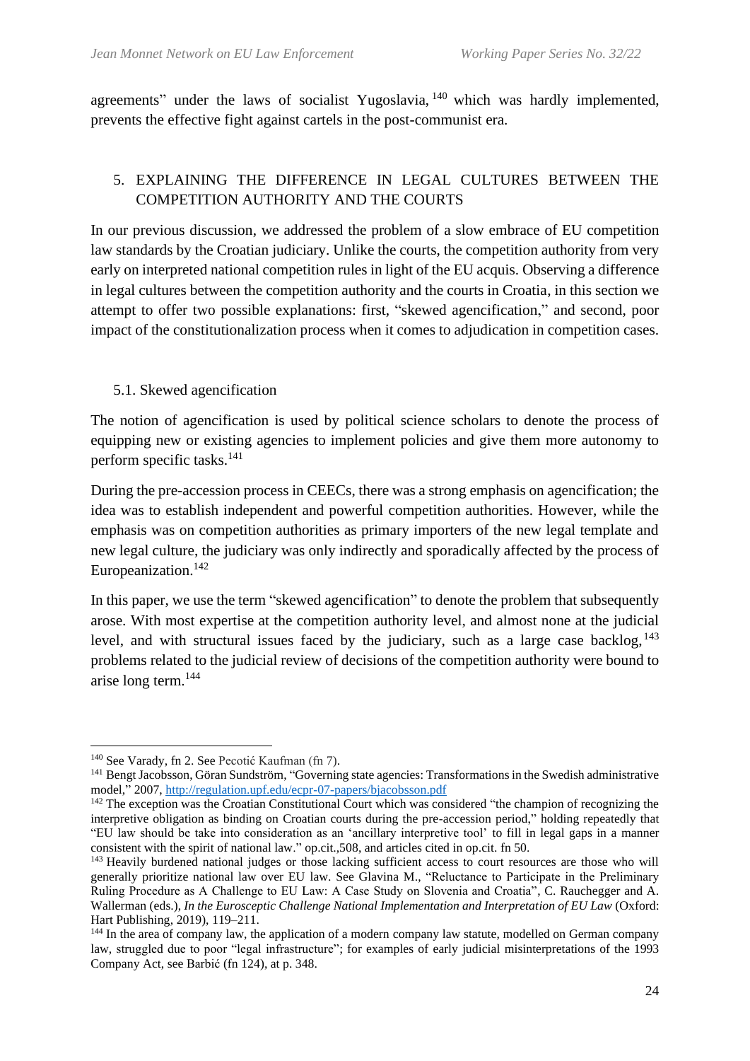agreements" under the laws of socialist Yugoslavia,[140] which was hardly implemented, prevents the effective fight against cartels in the post-communist era.

## 5. EXPLAINING THE DIFFERENCE IN LEGAL CULTURES BETWEEN THE COMPETITION AUTHORITY AND THE COURTS

In our previous discussion, we addressed the problem of a slow embrace of EU competition law standards by the Croatian judiciary. Unlike the courts, the competition authority from very early on interpreted national competition rules in light of the EU acquis. Observing a difference in legal cultures between the competition authority and the courts in Croatia, in this section we attempt to offer two possible explanations: first, "skewed agencification," and second, poor impact of the constitutionalization process when it comes to adjudication in competition cases.

### 5.1. Skewed agencification

The notion of agencification is used by political science scholars to denote the process of equipping new or existing agencies to implement policies and give them more autonomy to perform specific tasks.[141]

During the pre-accession process in CEECs, there was a strong emphasis on agencification; the idea was to establish independent and powerful competition authorities. However, while the emphasis was on competition authorities as primary importers of the new legal template and new legal culture, the judiciary was only indirectly and sporadically affected by the process of Europeanization.[142]

In this paper, we use the term "skewed agencification" to denote the problem that subsequently arose. With most expertise at the competition authority level, and almost none at the judicial level, and with structural issues faced by the judiciary, such as a large case backlog,[143] problems related to the judicial review of decisions of the competition authority were bound to arise long term.[144]

---

[140] See Varady, fn 2. See Pecotić Kaufman (fn 7).

[141] Bengt Jacobsson, Göran Sundström, "Governing state agencies: Transformations in the Swedish administrative model," 2007, http://regulation.upf.edu/ecpr-07-papers/bjacobsson.pdf

[142] The exception was the Croatian Constitutional Court which was considered "the champion of recognizing the interpretive obligation as binding on Croatian courts during the pre-accession period," holding repeatedly that "EU law should be take into consideration as an 'ancillary interpretive tool' to fill in legal gaps in a manner consistent with the spirit of national law." op.cit.,508, and articles cited in op.cit. fn 50.

[143] Heavily burdened national judges or those lacking sufficient access to court resources are those who will generally prioritize national law over EU law. See Glavina M., "Reluctance to Participate in the Preliminary Ruling Procedure as A Challenge to EU Law: A Case Study on Slovenia and Croatia", C. Rauchegger and A. Wallerman (eds.), *In the Eurosceptic Challenge National Implementation and Interpretation of EU Law* (Oxford: Hart Publishing, 2019), 119–211.

[144] In the area of company law, the application of a modern company law statute, modelled on German company law, struggled due to poor "legal infrastructure"; for examples of early judicial misinterpretations of the 1993 Company Act, see Barbić (fn 124), at p. 348.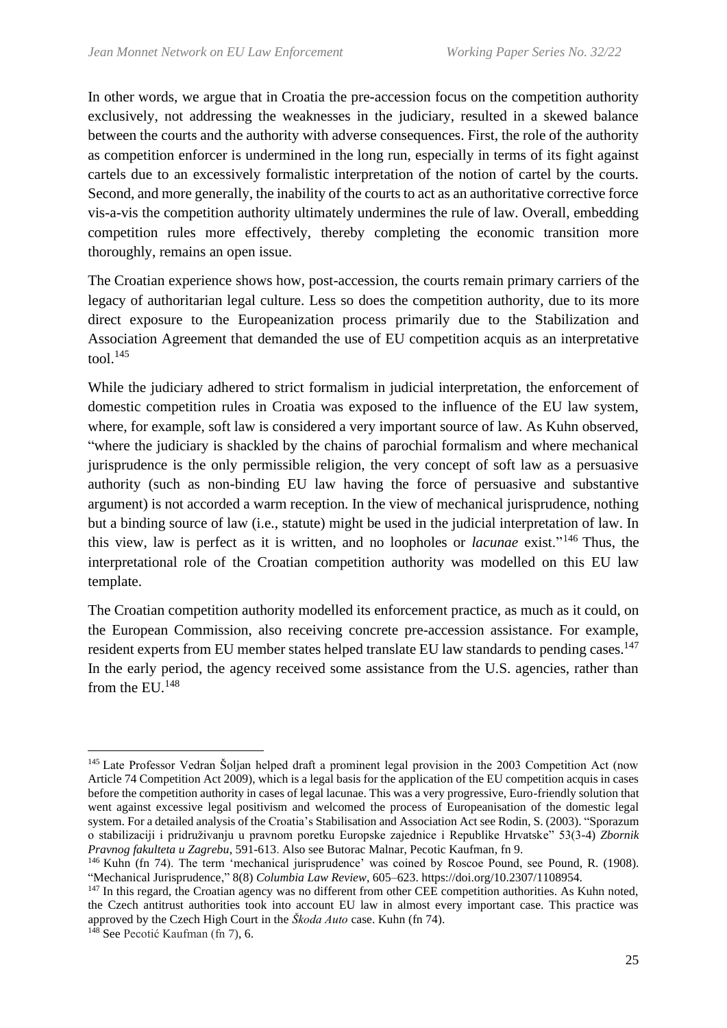In other words, we argue that in Croatia the pre-accession focus on the competition authority exclusively, not addressing the weaknesses in the judiciary, resulted in a skewed balance between the courts and the authority with adverse consequences. First, the role of the authority as competition enforcer is undermined in the long run, especially in terms of its fight against cartels due to an excessively formalistic interpretation of the notion of cartel by the courts. Second, and more generally, the inability of the courts to act as an authoritative corrective force vis-a-vis the competition authority ultimately undermines the rule of law. Overall, embedding competition rules more effectively, thereby completing the economic transition more thoroughly, remains an open issue.

The Croatian experience shows how, post-accession, the courts remain primary carriers of the legacy of authoritarian legal culture. Less so does the competition authority, due to its more direct exposure to the Europeanization process primarily due to the Stabilization and Association Agreement that demanded the use of EU competition acquis as an interpretative tool.[145]

While the judiciary adhered to strict formalism in judicial interpretation, the enforcement of domestic competition rules in Croatia was exposed to the influence of the EU law system, where, for example, soft law is considered a very important source of law. As Kuhn observed, "where the judiciary is shackled by the chains of parochial formalism and where mechanical jurisprudence is the only permissible religion, the very concept of soft law as a persuasive authority (such as non-binding EU law having the force of persuasive and substantive argument) is not accorded a warm reception. In the view of mechanical jurisprudence, nothing but a binding source of law (i.e., statute) might be used in the judicial interpretation of law. In this view, law is perfect as it is written, and no loopholes or *lacunae* exist."[146] Thus, the interpretational role of the Croatian competition authority was modelled on this EU law template.

The Croatian competition authority modelled its enforcement practice, as much as it could, on the European Commission, also receiving concrete pre-accession assistance. For example, resident experts from EU member states helped translate EU law standards to pending cases.[147] In the early period, the agency received some assistance from the U.S. agencies, rather than from the EU.[148]

---

[145] Late Professor Vedran Šoljan helped draft a prominent legal provision in the 2003 Competition Act (now Article 74 Competition Act 2009), which is a legal basis for the application of the EU competition acquis in cases before the competition authority in cases of legal lacunae. This was a very progressive, Euro-friendly solution that went against excessive legal positivism and welcomed the process of Europeanisation of the domestic legal system. For a detailed analysis of the Croatia's Stabilisation and Association Act see Rodin, S. (2003). "Sporazum o stabilizaciji i pridruživanju u pravnom poretku Europske zajednice i Republike Hrvatske" 53(3-4) *Zbornik Pravnog fakulteta u Zagrebu*, 591-613. Also see Butorac Malnar, Pecotic Kaufman, fn 9.

[146] Kuhn (fn 74). The term 'mechanical jurisprudence' was coined by Roscoe Pound, see Pound, R. (1908). "Mechanical Jurisprudence," 8(8) *Columbia Law Review*, 605–623. https://doi.org/10.2307/1108954.

[147] In this regard, the Croatian agency was no different from other CEE competition authorities. As Kuhn noted, the Czech antitrust authorities took into account EU law in almost every important case. This practice was approved by the Czech High Court in the *Škoda Auto* case. Kuhn (fn 74).

[148] See Pecotić Kaufman (fn 7), 6.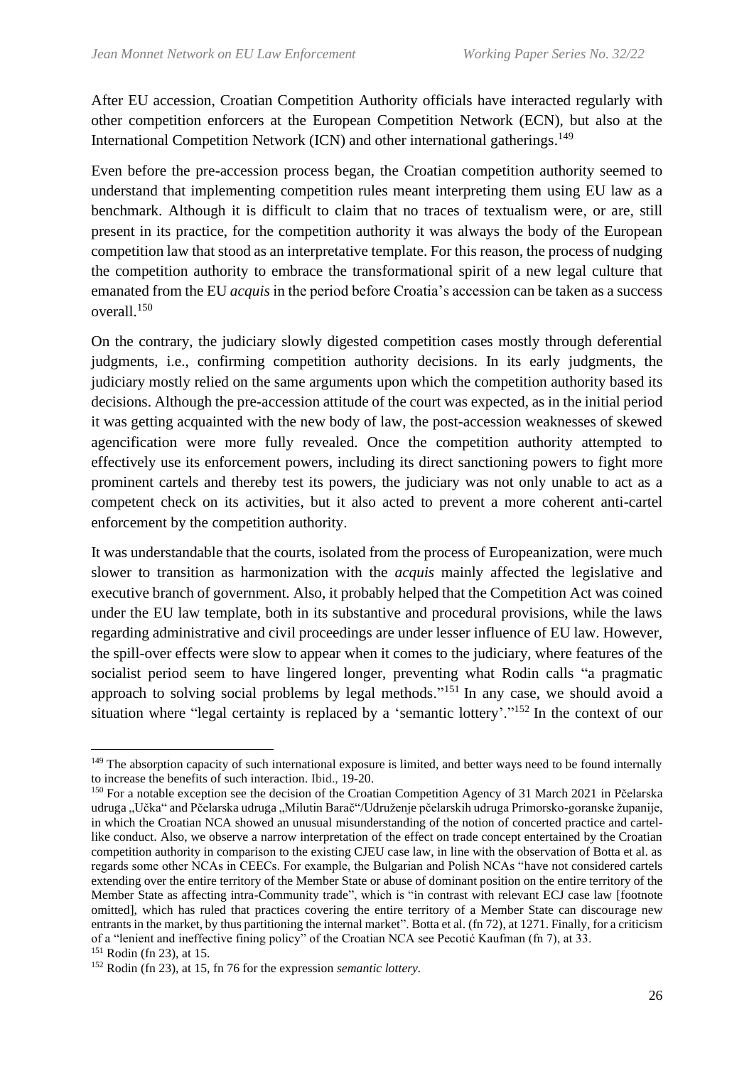After EU accession, Croatian Competition Authority officials have interacted regularly with other competition enforcers at the European Competition Network (ECN), but also at the International Competition Network (ICN) and other international gatherings.[149]

Even before the pre-accession process began, the Croatian competition authority seemed to understand that implementing competition rules meant interpreting them using EU law as a benchmark. Although it is difficult to claim that no traces of textualism were, or are, still present in its practice, for the competition authority it was always the body of the European competition law that stood as an interpretative template. For this reason, the process of nudging the competition authority to embrace the transformational spirit of a new legal culture that emanated from the EU *acquis* in the period before Croatia's accession can be taken as a success overall.[150]

On the contrary, the judiciary slowly digested competition cases mostly through deferential judgments, i.e., confirming competition authority decisions. In its early judgments, the judiciary mostly relied on the same arguments upon which the competition authority based its decisions. Although the pre-accession attitude of the court was expected, as in the initial period it was getting acquainted with the new body of law, the post-accession weaknesses of skewed agencification were more fully revealed. Once the competition authority attempted to effectively use its enforcement powers, including its direct sanctioning powers to fight more prominent cartels and thereby test its powers, the judiciary was not only unable to act as a competent check on its activities, but it also acted to prevent a more coherent anti-cartel enforcement by the competition authority.

It was understandable that the courts, isolated from the process of Europeanization, were much slower to transition as harmonization with the *acquis* mainly affected the legislative and executive branch of government. Also, it probably helped that the Competition Act was coined under the EU law template, both in its substantive and procedural provisions, while the laws regarding administrative and civil proceedings are under lesser influence of EU law. However, the spill-over effects were slow to appear when it comes to the judiciary, where features of the socialist period seem to have lingered longer, preventing what Rodin calls "a pragmatic approach to solving social problems by legal methods."[151] In any case, we should avoid a situation where "legal certainty is replaced by a 'semantic lottery'."[152] In the context of our

---

[149] The absorption capacity of such international exposure is limited, and better ways need to be found internally to increase the benefits of such interaction. Ibid., 19-20.

[150] For a notable exception see the decision of the Croatian Competition Agency of 31 March 2021 in Pčelarska udruga „Učka" and Pčelarska udruga „Milutin Barač"/Udruženje pčelarskih udruga Primorsko-goranske županije, in which the Croatian NCA showed an unusual misunderstanding of the notion of concerted practice and cartel-like conduct. Also, we observe a narrow interpretation of the effect on trade concept entertained by the Croatian competition authority in comparison to the existing CJEU case law, in line with the observation of Botta et al. as regards some other NCAs in CEECs. For example, the Bulgarian and Polish NCAs "have not considered cartels extending over the entire territory of the Member State or abuse of dominant position on the entire territory of the Member State as affecting intra-Community trade", which is "in contrast with relevant ECJ case law [footnote omitted], which has ruled that practices covering the entire territory of a Member State can discourage new entrants in the market, by thus partitioning the internal market". Botta et al. (fn 72), at 1271. Finally, for a criticism of a "lenient and ineffective fining policy" of the Croatian NCA see Pecotić Kaufman (fn 7), at 33.

[151] Rodin (fn 23), at 15.

[152] Rodin (fn 23), at 15, fn 76 for the expression *semantic lottery*.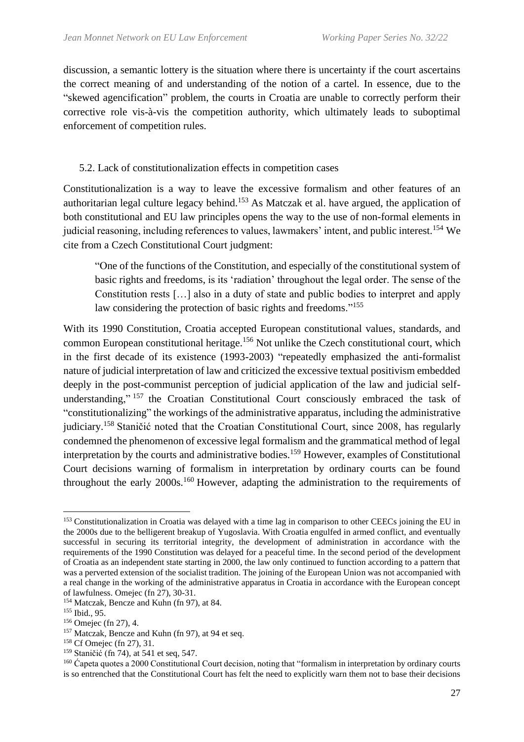discussion, a semantic lottery is the situation where there is uncertainty if the court ascertains the correct meaning of and understanding of the notion of a cartel. In essence, due to the "skewed agencification" problem, the courts in Croatia are unable to correctly perform their corrective role vis-à-vis the competition authority, which ultimately leads to suboptimal enforcement of competition rules.

### 5.2. Lack of constitutionalization effects in competition cases

Constitutionalization is a way to leave the excessive formalism and other features of an authoritarian legal culture legacy behind.[153] As Matczak et al. have argued, the application of both constitutional and EU law principles opens the way to the use of non-formal elements in judicial reasoning, including references to values, lawmakers' intent, and public interest.[154] We cite from a Czech Constitutional Court judgment:

> "One of the functions of the Constitution, and especially of the constitutional system of basic rights and freedoms, is its 'radiation' throughout the legal order. The sense of the Constitution rests […] also in a duty of state and public bodies to interpret and apply law considering the protection of basic rights and freedoms."[155]

With its 1990 Constitution, Croatia accepted European constitutional values, standards, and common European constitutional heritage.[156] Not unlike the Czech constitutional court, which in the first decade of its existence (1993-2003) "repeatedly emphasized the anti-formalist nature of judicial interpretation of law and criticized the excessive textual positivism embedded deeply in the post-communist perception of judicial application of the law and judicial self-understanding," [157] the Croatian Constitutional Court consciously embraced the task of "constitutionalizing" the workings of the administrative apparatus, including the administrative judiciary.[158] Staničić noted that the Croatian Constitutional Court, since 2008, has regularly condemned the phenomenon of excessive legal formalism and the grammatical method of legal interpretation by the courts and administrative bodies.[159] However, examples of Constitutional Court decisions warning of formalism in interpretation by ordinary courts can be found throughout the early 2000s.[160] However, adapting the administration to the requirements of

---

[153] Constitutionalization in Croatia was delayed with a time lag in comparison to other CEECs joining the EU in the 2000s due to the belligerent breakup of Yugoslavia. With Croatia engulfed in armed conflict, and eventually successful in securing its territorial integrity, the development of administration in accordance with the requirements of the 1990 Constitution was delayed for a peaceful time. In the second period of the development of Croatia as an independent state starting in 2000, the law only continued to function according to a pattern that was a perverted extension of the socialist tradition. The joining of the European Union was not accompanied with a real change in the working of the administrative apparatus in Croatia in accordance with the European concept of lawfulness. Omejec (fn 27), 30-31.

[154] Matczak, Bencze and Kuhn (fn 97), at 84.

[155] Ibid., 95.

[156] Omejec (fn 27), 4.

[157] Matczak, Bencze and Kuhn (fn 97), at 94 et seq.

[158] Cf Omejec (fn 27), 31.

[159] Staničić (fn 74), at 541 et seq, 547.

[160] Ćapeta quotes a 2000 Constitutional Court decision, noting that "formalism in interpretation by ordinary courts is so entrenched that the Constitutional Court has felt the need to explicitly warn them not to base their decisions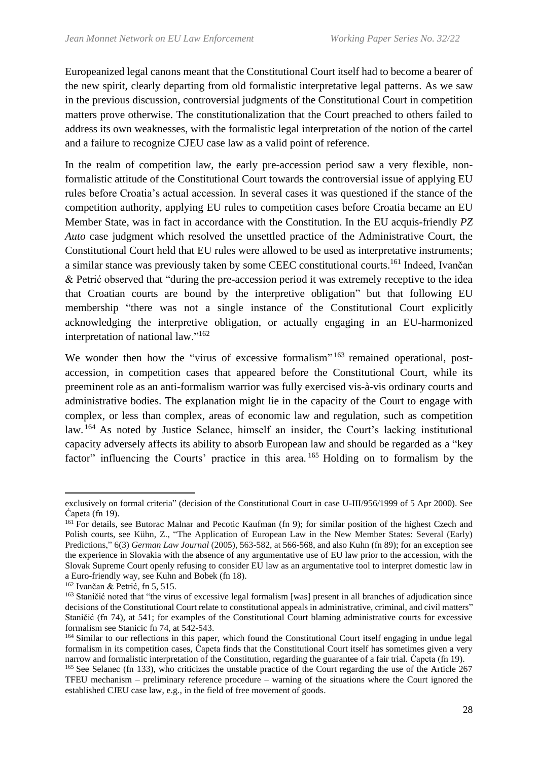Europeanized legal canons meant that the Constitutional Court itself had to become a bearer of the new spirit, clearly departing from old formalistic interpretative legal patterns. As we saw in the previous discussion, controversial judgments of the Constitutional Court in competition matters prove otherwise. The constitutionalization that the Court preached to others failed to address its own weaknesses, with the formalistic legal interpretation of the notion of the cartel and a failure to recognize CJEU case law as a valid point of reference.

In the realm of competition law, the early pre-accession period saw a very flexible, non-formalistic attitude of the Constitutional Court towards the controversial issue of applying EU rules before Croatia's actual accession. In several cases it was questioned if the stance of the competition authority, applying EU rules to competition cases before Croatia became an EU Member State, was in fact in accordance with the Constitution. In the EU acquis-friendly *PZ Auto* case judgment which resolved the unsettled practice of the Administrative Court, the Constitutional Court held that EU rules were allowed to be used as interpretative instruments; a similar stance was previously taken by some CEEC constitutional courts.[161] Indeed, Ivančan & Petrić observed that "during the pre-accession period it was extremely receptive to the idea that Croatian courts are bound by the interpretive obligation" but that following EU membership "there was not a single instance of the Constitutional Court explicitly acknowledging the interpretive obligation, or actually engaging in an EU-harmonized interpretation of national law."[162]

We wonder then how the "virus of excessive formalism"[163] remained operational, post-accession, in competition cases that appeared before the Constitutional Court, while its preeminent role as an anti-formalism warrior was fully exercised vis-à-vis ordinary courts and administrative bodies. The explanation might lie in the capacity of the Court to engage with complex, or less than complex, areas of economic law and regulation, such as competition law.[164] As noted by Justice Selanec, himself an insider, the Court's lacking institutional capacity adversely affects its ability to absorb European law and should be regarded as a "key factor" influencing the Courts' practice in this area.[165] Holding on to formalism by the

---

exclusively on formal criteria" (decision of the Constitutional Court in case U-III/956/1999 of 5 Apr 2000). See Ćapeta (fn 19).

[161] For details, see Butorac Malnar and Pecotic Kaufman (fn 9); for similar position of the highest Czech and Polish courts, see Kühn, Z., "The Application of European Law in the New Member States: Several (Early) Predictions," 6(3) *German Law Journal* (2005), 563-582, at 566-568, and also Kuhn (fn 89); for an exception see the experience in Slovakia with the absence of any argumentative use of EU law prior to the accession, with the Slovak Supreme Court openly refusing to consider EU law as an argumentative tool to interpret domestic law in a Euro-friendly way, see Kuhn and Bobek (fn 18).

[162] Ivančan & Petrić, fn 5, 515.

[163] Staničić noted that "the virus of excessive legal formalism [was] present in all branches of adjudication since decisions of the Constitutional Court relate to constitutional appeals in administrative, criminal, and civil matters" Staničić (fn 74), at 541; for examples of the Constitutional Court blaming administrative courts for excessive formalism see Stanicic fn 74, at 542-543.

[164] Similar to our reflections in this paper, which found the Constitutional Court itself engaging in undue legal formalism in its competition cases, Ćapeta finds that the Constitutional Court itself has sometimes given a very narrow and formalistic interpretation of the Constitution, regarding the guarantee of a fair trial. Ćapeta (fn 19).

[165] See Selanec (fn 133), who criticizes the unstable practice of the Court regarding the use of the Article 267 TFEU mechanism – preliminary reference procedure – warning of the situations where the Court ignored the established CJEU case law, e.g., in the field of free movement of goods.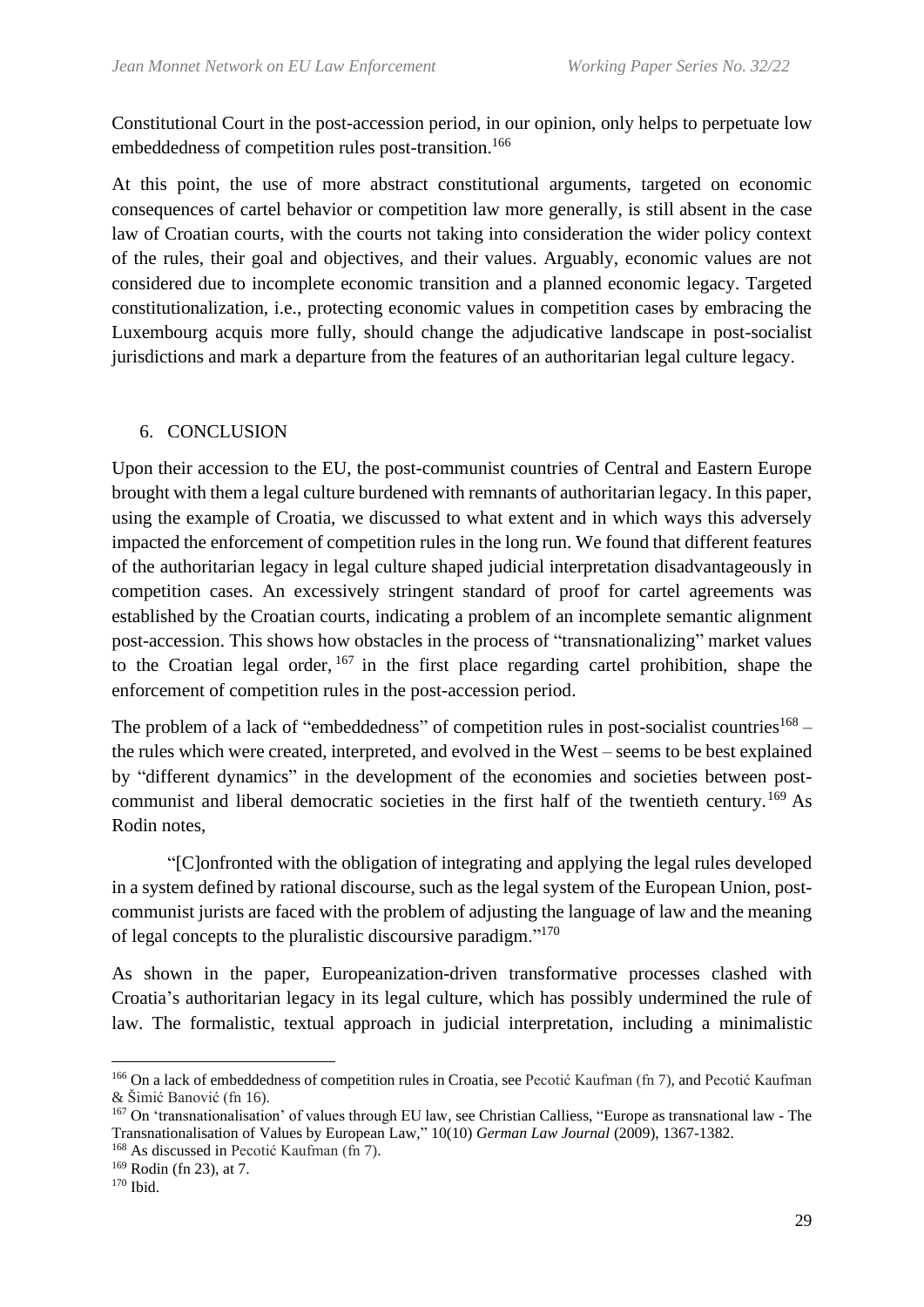Constitutional Court in the post-accession period, in our opinion, only helps to perpetuate low embeddedness of competition rules post-transition.[166]

At this point, the use of more abstract constitutional arguments, targeted on economic consequences of cartel behavior or competition law more generally, is still absent in the case law of Croatian courts, with the courts not taking into consideration the wider policy context of the rules, their goal and objectives, and their values. Arguably, economic values are not considered due to incomplete economic transition and a planned economic legacy. Targeted constitutionalization, i.e., protecting economic values in competition cases by embracing the Luxembourg acquis more fully, should change the adjudicative landscape in post-socialist jurisdictions and mark a departure from the features of an authoritarian legal culture legacy.

## 6. CONCLUSION

Upon their accession to the EU, the post-communist countries of Central and Eastern Europe brought with them a legal culture burdened with remnants of authoritarian legacy. In this paper, using the example of Croatia, we discussed to what extent and in which ways this adversely impacted the enforcement of competition rules in the long run. We found that different features of the authoritarian legacy in legal culture shaped judicial interpretation disadvantageously in competition cases. An excessively stringent standard of proof for cartel agreements was established by the Croatian courts, indicating a problem of an incomplete semantic alignment post-accession. This shows how obstacles in the process of "transnationalizing" market values to the Croatian legal order,[167] in the first place regarding cartel prohibition, shape the enforcement of competition rules in the post-accession period.

The problem of a lack of "embeddedness" of competition rules in post-socialist countries[168] – the rules which were created, interpreted, and evolved in the West – seems to be best explained by "different dynamics" in the development of the economies and societies between post-communist and liberal democratic societies in the first half of the twentieth century.[169] As Rodin notes,

> "[C]onfronted with the obligation of integrating and applying the legal rules developed in a system defined by rational discourse, such as the legal system of the European Union, post-communist jurists are faced with the problem of adjusting the language of law and the meaning of legal concepts to the pluralistic discoursive paradigm."[170]

As shown in the paper, Europeanization-driven transformative processes clashed with Croatia's authoritarian legacy in its legal culture, which has possibly undermined the rule of law. The formalistic, textual approach in judicial interpretation, including a minimalistic

---

[166] On a lack of embeddedness of competition rules in Croatia, see Pecotić Kaufman (fn 7), and Pecotić Kaufman & Šimić Banović (fn 16).

[167] On 'transnationalisation' of values through EU law, see Christian Calliess, "Europe as transnational law - The Transnationalisation of Values by European Law," 10(10) *German Law Journal* (2009), 1367-1382.

[168] As discussed in Pecotić Kaufman (fn 7).

[169] Rodin (fn 23), at 7.

[170] Ibid.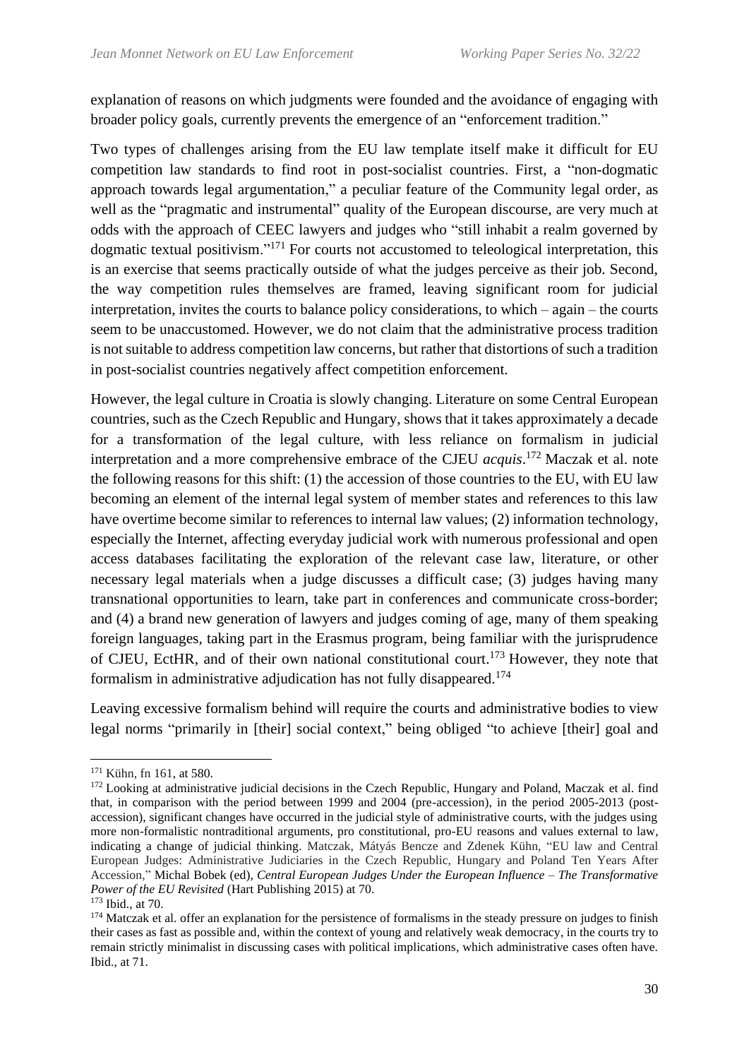explanation of reasons on which judgments were founded and the avoidance of engaging with broader policy goals, currently prevents the emergence of an "enforcement tradition."

Two types of challenges arising from the EU law template itself make it difficult for EU competition law standards to find root in post-socialist countries. First, a "non-dogmatic approach towards legal argumentation," a peculiar feature of the Community legal order, as well as the "pragmatic and instrumental" quality of the European discourse, are very much at odds with the approach of CEEC lawyers and judges who "still inhabit a realm governed by dogmatic textual positivism."[171] For courts not accustomed to teleological interpretation, this is an exercise that seems practically outside of what the judges perceive as their job. Second, the way competition rules themselves are framed, leaving significant room for judicial interpretation, invites the courts to balance policy considerations, to which – again – the courts seem to be unaccustomed. However, we do not claim that the administrative process tradition is not suitable to address competition law concerns, but rather that distortions of such a tradition in post-socialist countries negatively affect competition enforcement.

However, the legal culture in Croatia is slowly changing. Literature on some Central European countries, such as the Czech Republic and Hungary, shows that it takes approximately a decade for a transformation of the legal culture, with less reliance on formalism in judicial interpretation and a more comprehensive embrace of the CJEU *acquis*.[172] Maczak et al. note the following reasons for this shift: (1) the accession of those countries to the EU, with EU law becoming an element of the internal legal system of member states and references to this law have overtime become similar to references to internal law values; (2) information technology, especially the Internet, affecting everyday judicial work with numerous professional and open access databases facilitating the exploration of the relevant case law, literature, or other necessary legal materials when a judge discusses a difficult case; (3) judges having many transnational opportunities to learn, take part in conferences and communicate cross-border; and (4) a brand new generation of lawyers and judges coming of age, many of them speaking foreign languages, taking part in the Erasmus program, being familiar with the jurisprudence of CJEU, EctHR, and of their own national constitutional court.[173] However, they note that formalism in administrative adjudication has not fully disappeared.[174]

Leaving excessive formalism behind will require the courts and administrative bodies to view legal norms "primarily in [their] social context," being obliged "to achieve [their] goal and

---

[171] Kühn, fn 161, at 580.

[172] Looking at administrative judicial decisions in the Czech Republic, Hungary and Poland, Maczak et al. find that, in comparison with the period between 1999 and 2004 (pre-accession), in the period 2005-2013 (post-accession), significant changes have occurred in the judicial style of administrative courts, with the judges using more non-formalistic nontraditional arguments, pro constitutional, pro-EU reasons and values external to law, indicating a change of judicial thinking. Matczak, Mátyás Bencze and Zdenek Kühn, "EU law and Central European Judges: Administrative Judiciaries in the Czech Republic, Hungary and Poland Ten Years After Accession," Michal Bobek (ed), *Central European Judges Under the European Influence – The Transformative Power of the EU Revisited* (Hart Publishing 2015) at 70.

[173] Ibid., at 70.

[174] Matczak et al. offer an explanation for the persistence of formalisms in the steady pressure on judges to finish their cases as fast as possible and, within the context of young and relatively weak democracy, in the courts try to remain strictly minimalist in discussing cases with political implications, which administrative cases often have. Ibid., at 71.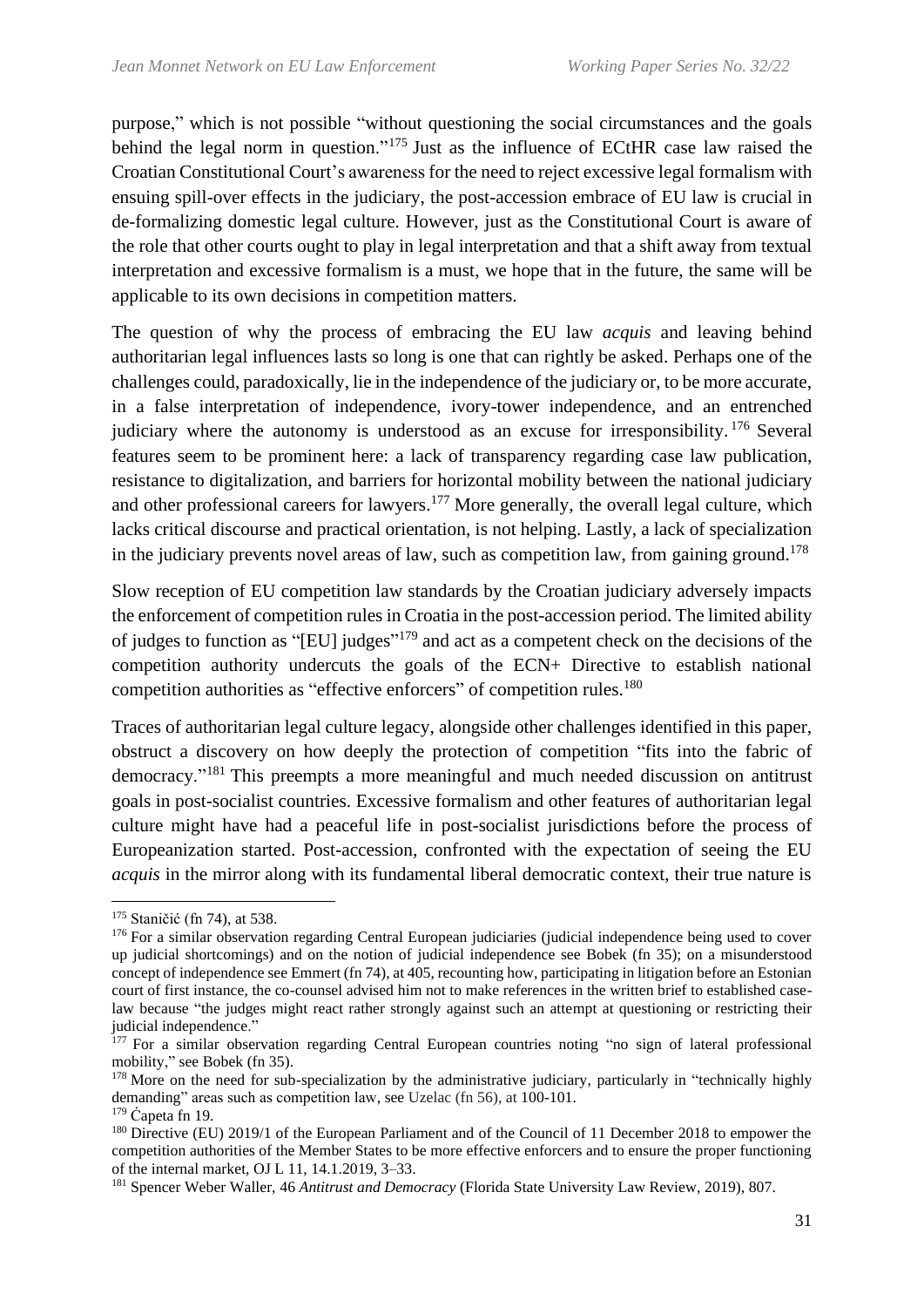purpose," which is not possible "without questioning the social circumstances and the goals behind the legal norm in question."[175] Just as the influence of ECtHR case law raised the Croatian Constitutional Court's awareness for the need to reject excessive legal formalism with ensuing spill-over effects in the judiciary, the post-accession embrace of EU law is crucial in de-formalizing domestic legal culture. However, just as the Constitutional Court is aware of the role that other courts ought to play in legal interpretation and that a shift away from textual interpretation and excessive formalism is a must, we hope that in the future, the same will be applicable to its own decisions in competition matters.

The question of why the process of embracing the EU law *acquis* and leaving behind authoritarian legal influences lasts so long is one that can rightly be asked. Perhaps one of the challenges could, paradoxically, lie in the independence of the judiciary or, to be more accurate, in a false interpretation of independence, ivory-tower independence, and an entrenched judiciary where the autonomy is understood as an excuse for irresponsibility.[176] Several features seem to be prominent here: a lack of transparency regarding case law publication, resistance to digitalization, and barriers for horizontal mobility between the national judiciary and other professional careers for lawyers.[177] More generally, the overall legal culture, which lacks critical discourse and practical orientation, is not helping. Lastly, a lack of specialization in the judiciary prevents novel areas of law, such as competition law, from gaining ground.[178]

Slow reception of EU competition law standards by the Croatian judiciary adversely impacts the enforcement of competition rules in Croatia in the post-accession period. The limited ability of judges to function as "[EU] judges"[179] and act as a competent check on the decisions of the competition authority undercuts the goals of the ECN+ Directive to establish national competition authorities as "effective enforcers" of competition rules.[180]

Traces of authoritarian legal culture legacy, alongside other challenges identified in this paper, obstruct a discovery on how deeply the protection of competition "fits into the fabric of democracy."[181] This preempts a more meaningful and much needed discussion on antitrust goals in post-socialist countries. Excessive formalism and other features of authoritarian legal culture might have had a peaceful life in post-socialist jurisdictions before the process of Europeanization started. Post-accession, confronted with the expectation of seeing the EU *acquis* in the mirror along with its fundamental liberal democratic context, their true nature is

---

[175] Staničić (fn 74), at 538.

[176] For a similar observation regarding Central European judiciaries (judicial independence being used to cover up judicial shortcomings) and on the notion of judicial independence see Bobek (fn 35); on a misunderstood concept of independence see Emmert (fn 74), at 405, recounting how, participating in litigation before an Estonian court of first instance, the co-counsel advised him not to make references in the written brief to established case-law because "the judges might react rather strongly against such an attempt at questioning or restricting their judicial independence."

[177] For a similar observation regarding Central European countries noting "no sign of lateral professional mobility," see Bobek (fn 35).

[178] More on the need for sub-specialization by the administrative judiciary, particularly in "technically highly demanding" areas such as competition law, see Uzelac (fn 56), at 100-101.

[179] Ćapeta fn 19.

[180] Directive (EU) 2019/1 of the European Parliament and of the Council of 11 December 2018 to empower the competition authorities of the Member States to be more effective enforcers and to ensure the proper functioning of the internal market, OJ L 11, 14.1.2019, 3–33.

[181] Spencer Weber Waller, 46 *Antitrust and Democracy* (Florida State University Law Review, 2019), 807.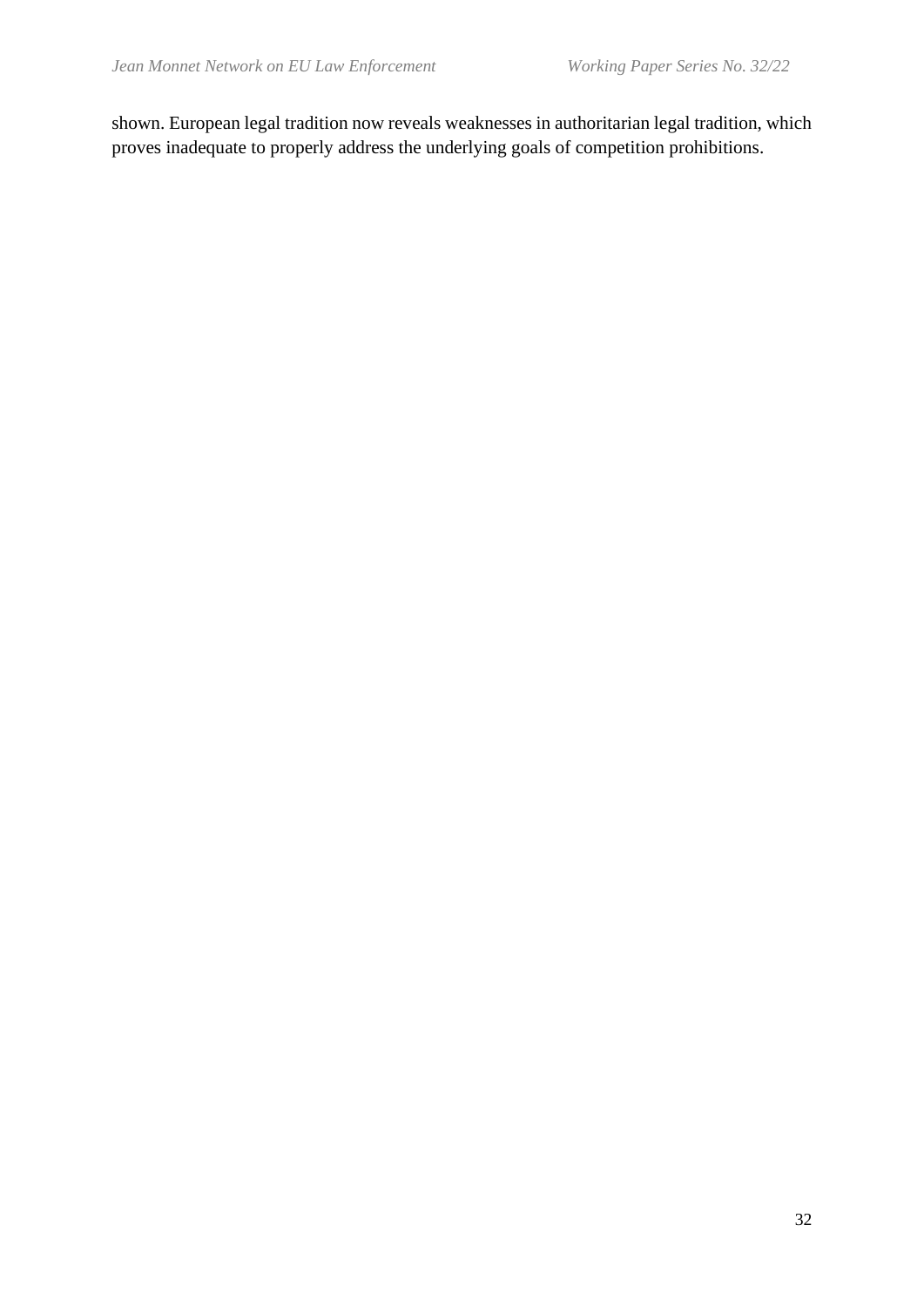shown. European legal tradition now reveals weaknesses in authoritarian legal tradition, which proves inadequate to properly address the underlying goals of competition prohibitions.